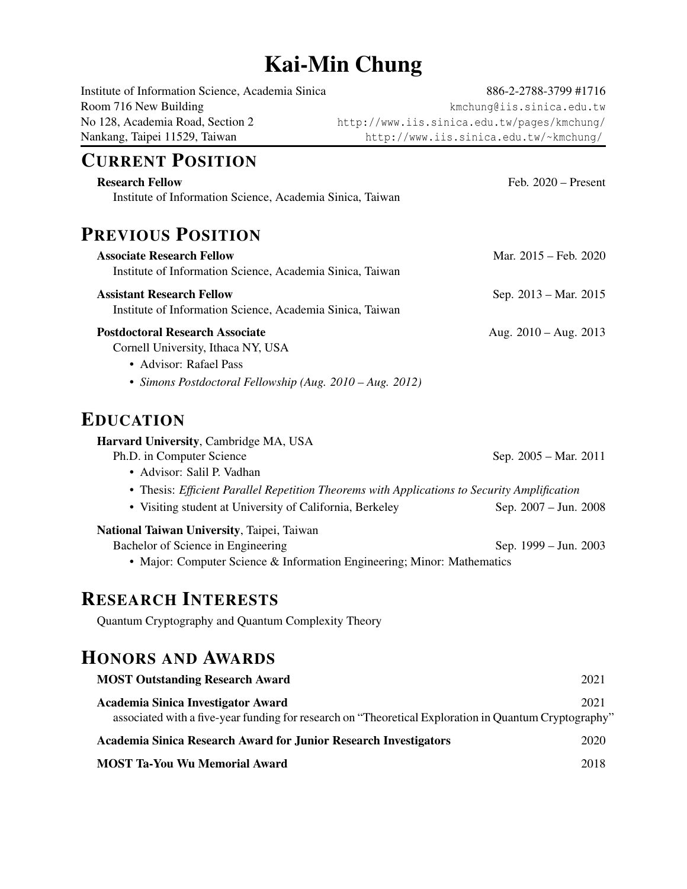# Kai-Min Chung

Institute of Information Science, Academia Sinica
Room 716 New Building
No 128, Academia Road, Section 2
Nankang, Taipei 11529, Taiwan

886-2-2788-3799 #1716
kmchung@iis.sinica.edu.tw
http://www.iis.sinica.edu.tw/pages/kmchung/
http://www.iis.sinica.edu.tw/~kmchung/

## CURRENT POSITION

**Research Fellow** — Feb. 2020 – Present
Institute of Information Science, Academia Sinica, Taiwan

## PREVIOUS POSITION

**Associate Research Fellow** — Mar. 2015 – Feb. 2020
Institute of Information Science, Academia Sinica, Taiwan

**Assistant Research Fellow** — Sep. 2013 – Mar. 2015
Institute of Information Science, Academia Sinica, Taiwan

**Postdoctoral Research Associate** — Aug. 2010 – Aug. 2013
Cornell University, Ithaca NY, USA

- Advisor: Rafael Pass
- *Simons Postdoctoral Fellowship (Aug. 2010 – Aug. 2012)*

## EDUCATION

**Harvard University**, Cambridge MA, USA
Ph.D. in Computer Science — Sep. 2005 – Mar. 2011

- Advisor: Salil P. Vadhan
- Thesis: *Efficient Parallel Repetition Theorems with Applications to Security Amplification*
- Visiting student at University of California, Berkeley — Sep. 2007 – Jun. 2008

**National Taiwan University**, Taipei, Taiwan
Bachelor of Science in Engineering — Sep. 1999 – Jun. 2003

- Major: Computer Science & Information Engineering; Minor: Mathematics

## RESEARCH INTERESTS

Quantum Cryptography and Quantum Complexity Theory

## HONORS AND AWARDS

**MOST Outstanding Research Award** — 2021

**Academia Sinica Investigator Award** — 2021
associated with a five-year funding for research on "Theoretical Exploration in Quantum Cryptography"

**Academia Sinica Research Award for Junior Research Investigators** — 2020

**MOST Ta-You Wu Memorial Award** — 2018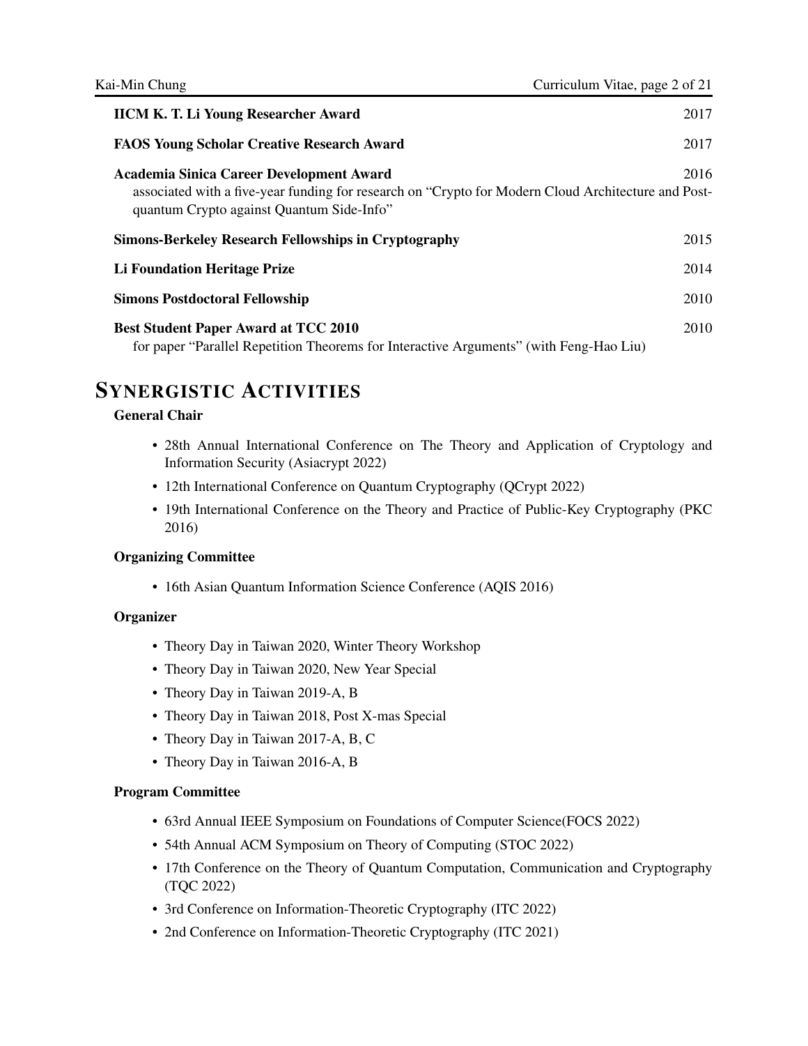**IICM K. T. Li Young Researcher Award** 2017

**FAOS Young Scholar Creative Research Award** 2017

**Academia Sinica Career Development Award** 2016
associated with a five-year funding for research on "Crypto for Modern Cloud Architecture and Post-quantum Crypto against Quantum Side-Info"

**Simons-Berkeley Research Fellowships in Cryptography** 2015

**Li Foundation Heritage Prize** 2014

**Simons Postdoctoral Fellowship** 2010

**Best Student Paper Award at TCC 2010** 2010
for paper "Parallel Repetition Theorems for Interactive Arguments" (with Feng-Hao Liu)

# SYNERGISTIC ACTIVITIES

**General Chair**

- 28th Annual International Conference on The Theory and Application of Cryptology and Information Security (Asiacrypt 2022)
- 12th International Conference on Quantum Cryptography (QCrypt 2022)
- 19th International Conference on the Theory and Practice of Public-Key Cryptography (PKC 2016)

**Organizing Committee**

- 16th Asian Quantum Information Science Conference (AQIS 2016)

**Organizer**

- Theory Day in Taiwan 2020, Winter Theory Workshop
- Theory Day in Taiwan 2020, New Year Special
- Theory Day in Taiwan 2019-A, B
- Theory Day in Taiwan 2018, Post X-mas Special
- Theory Day in Taiwan 2017-A, B, C
- Theory Day in Taiwan 2016-A, B

**Program Committee**

- 63rd Annual IEEE Symposium on Foundations of Computer Science(FOCS 2022)
- 54th Annual ACM Symposium on Theory of Computing (STOC 2022)
- 17th Conference on the Theory of Quantum Computation, Communication and Cryptography (TQC 2022)
- 3rd Conference on Information-Theoretic Cryptography (ITC 2022)
- 2nd Conference on Information-Theoretic Cryptography (ITC 2021)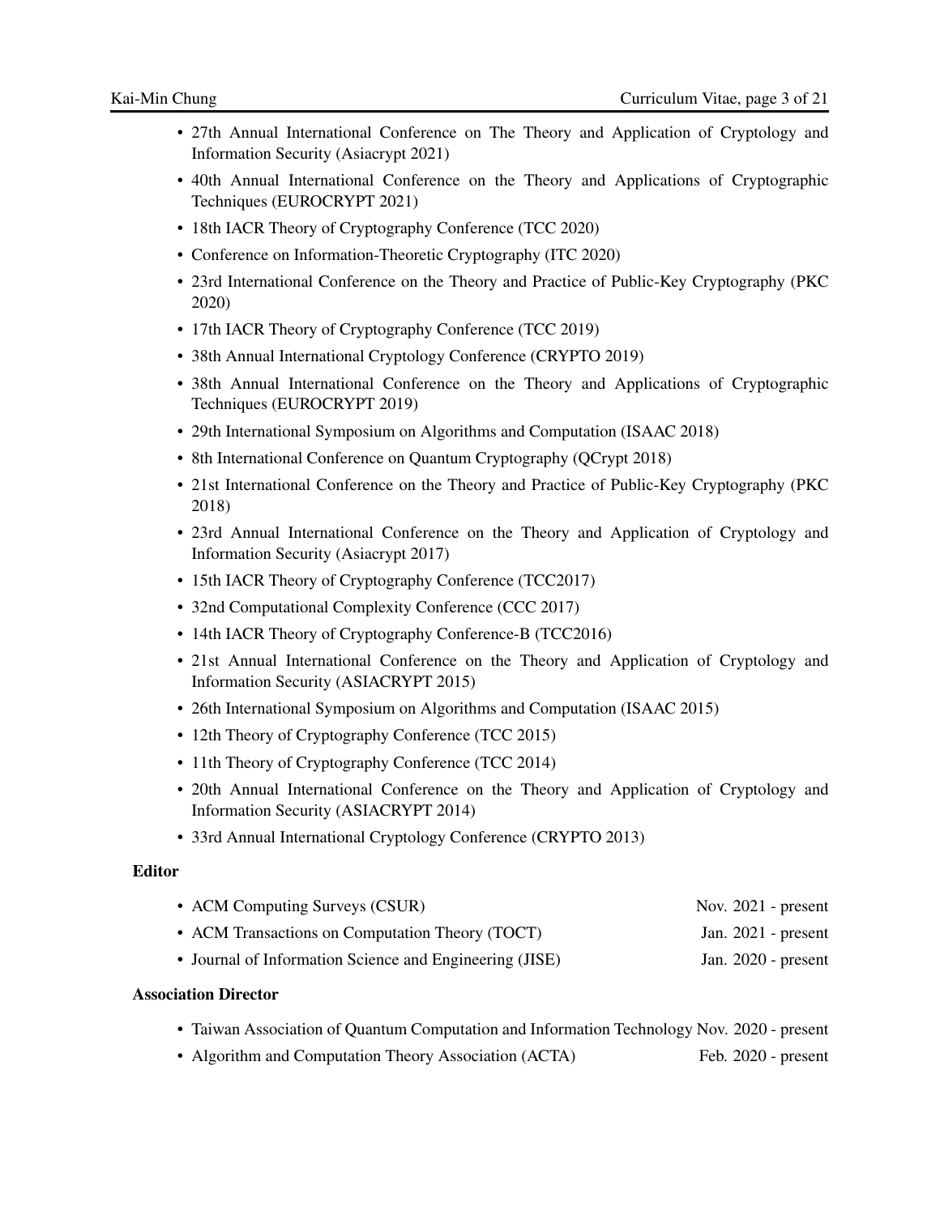- 27th Annual International Conference on The Theory and Application of Cryptology and Information Security (Asiacrypt 2021)
- 40th Annual International Conference on the Theory and Applications of Cryptographic Techniques (EUROCRYPT 2021)
- 18th IACR Theory of Cryptography Conference (TCC 2020)
- Conference on Information-Theoretic Cryptography (ITC 2020)
- 23rd International Conference on the Theory and Practice of Public-Key Cryptography (PKC 2020)
- 17th IACR Theory of Cryptography Conference (TCC 2019)
- 38th Annual International Cryptology Conference (CRYPTO 2019)
- 38th Annual International Conference on the Theory and Applications of Cryptographic Techniques (EUROCRYPT 2019)
- 29th International Symposium on Algorithms and Computation (ISAAC 2018)
- 8th International Conference on Quantum Cryptography (QCrypt 2018)
- 21st International Conference on the Theory and Practice of Public-Key Cryptography (PKC 2018)
- 23rd Annual International Conference on the Theory and Application of Cryptology and Information Security (Asiacrypt 2017)
- 15th IACR Theory of Cryptography Conference (TCC2017)
- 32nd Computational Complexity Conference (CCC 2017)
- 14th IACR Theory of Cryptography Conference-B (TCC2016)
- 21st Annual International Conference on the Theory and Application of Cryptology and Information Security (ASIACRYPT 2015)
- 26th International Symposium on Algorithms and Computation (ISAAC 2015)
- 12th Theory of Cryptography Conference (TCC 2015)
- 11th Theory of Cryptography Conference (TCC 2014)
- 20th Annual International Conference on the Theory and Application of Cryptology and Information Security (ASIACRYPT 2014)
- 33rd Annual International Cryptology Conference (CRYPTO 2013)

**Editor**

- ACM Computing Surveys (CSUR) — Nov. 2021 - present
- ACM Transactions on Computation Theory (TOCT) — Jan. 2021 - present
- Journal of Information Science and Engineering (JISE) — Jan. 2020 - present

**Association Director**

- Taiwan Association of Quantum Computation and Information Technology — Nov. 2020 - present
- Algorithm and Computation Theory Association (ACTA) — Feb. 2020 - present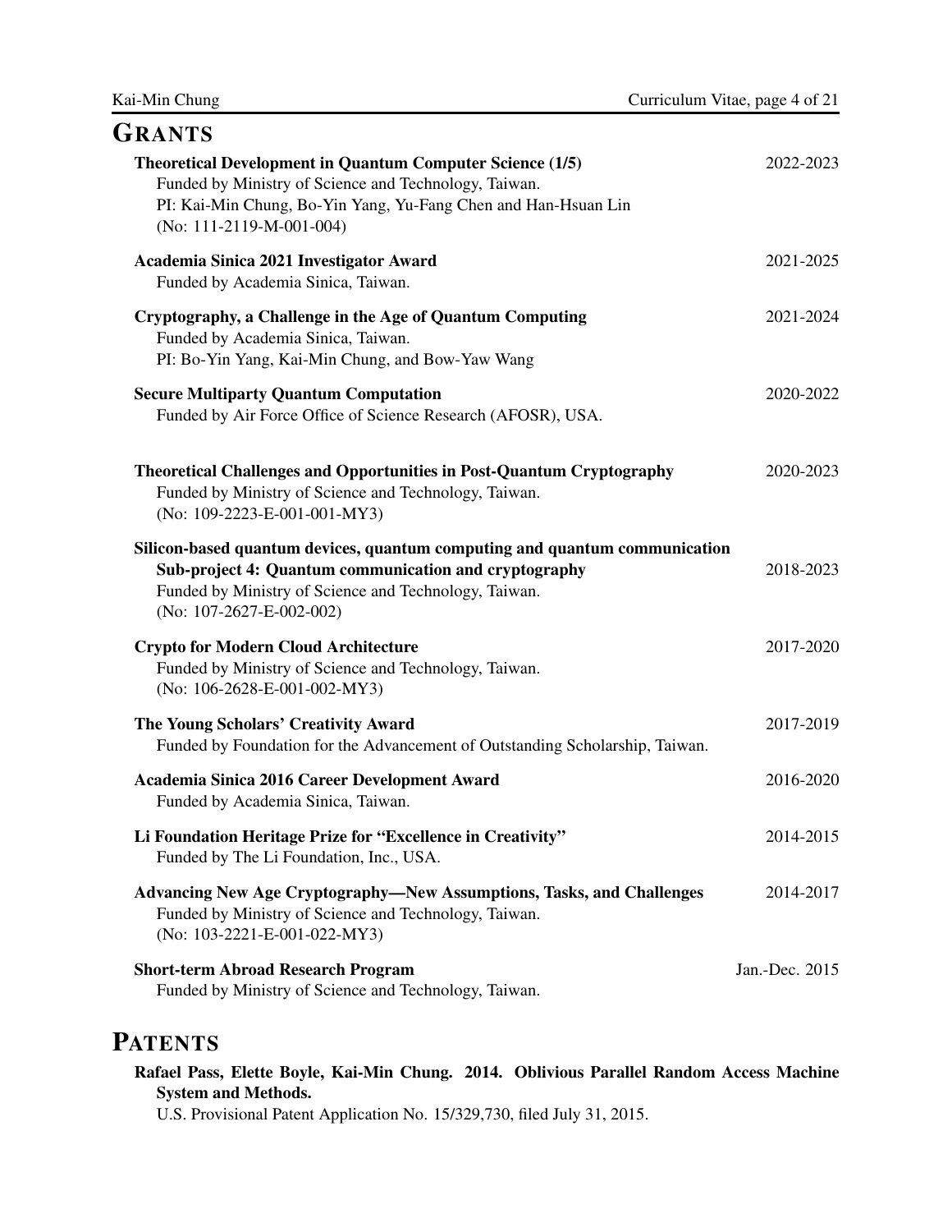## GRANTS

**Theoretical Development in Quantum Computer Science (1/5)** — 2022-2023
Funded by Ministry of Science and Technology, Taiwan.
PI: Kai-Min Chung, Bo-Yin Yang, Yu-Fang Chen and Han-Hsuan Lin
(No: 111-2119-M-001-004)

**Academia Sinica 2021 Investigator Award** — 2021-2025
Funded by Academia Sinica, Taiwan.

**Cryptography, a Challenge in the Age of Quantum Computing** — 2021-2024
Funded by Academia Sinica, Taiwan.
PI: Bo-Yin Yang, Kai-Min Chung, and Bow-Yaw Wang

**Secure Multiparty Quantum Computation** — 2020-2022
Funded by Air Force Office of Science Research (AFOSR), USA.

**Theoretical Challenges and Opportunities in Post-Quantum Cryptography** — 2020-2023
Funded by Ministry of Science and Technology, Taiwan.
(No: 109-2223-E-001-001-MY3)

**Silicon-based quantum devices, quantum computing and quantum communication**
**Sub-project 4: Quantum communication and cryptography** — 2018-2023
Funded by Ministry of Science and Technology, Taiwan.
(No: 107-2627-E-002-002)

**Crypto for Modern Cloud Architecture** — 2017-2020
Funded by Ministry of Science and Technology, Taiwan.
(No: 106-2628-E-001-002-MY3)

**The Young Scholars' Creativity Award** — 2017-2019
Funded by Foundation for the Advancement of Outstanding Scholarship, Taiwan.

**Academia Sinica 2016 Career Development Award** — 2016-2020
Funded by Academia Sinica, Taiwan.

**Li Foundation Heritage Prize for "Excellence in Creativity"** — 2014-2015
Funded by The Li Foundation, Inc., USA.

**Advancing New Age Cryptography—New Assumptions, Tasks, and Challenges** — 2014-2017
Funded by Ministry of Science and Technology, Taiwan.
(No: 103-2221-E-001-022-MY3)

**Short-term Abroad Research Program** — Jan.-Dec. 2015
Funded by Ministry of Science and Technology, Taiwan.

## PATENTS

**Rafael Pass, Elette Boyle, Kai-Min Chung. 2014. Oblivious Parallel Random Access Machine System and Methods.**
U.S. Provisional Patent Application No. 15/329,730, filed July 31, 2015.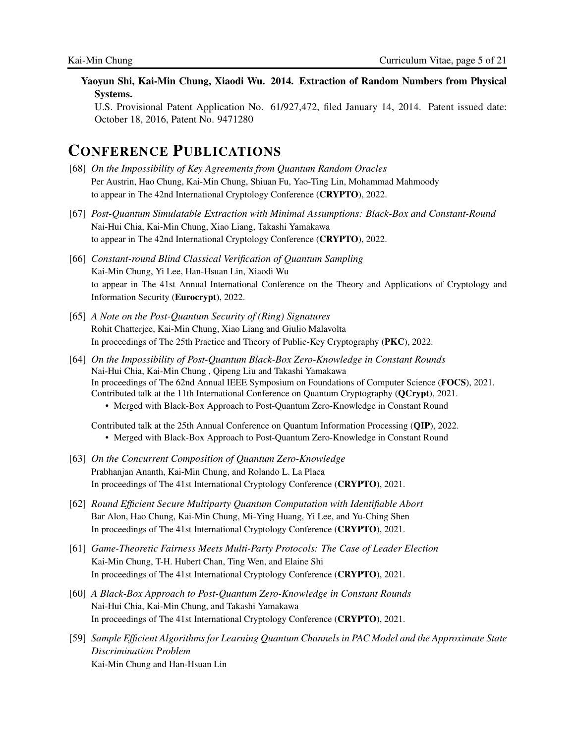**Yaoyun Shi, Kai-Min Chung, Xiaodi Wu. 2014. Extraction of Random Numbers from Physical Systems.**
U.S. Provisional Patent Application No. 61/927,472, filed January 14, 2014. Patent issued date: October 18, 2016, Patent No. 9471280

## CONFERENCE PUBLICATIONS

[68] *On the Impossibility of Key Agreements from Quantum Random Oracles*
Per Austrin, Hao Chung, Kai-Min Chung, Shiuan Fu, Yao-Ting Lin, Mohammad Mahmoody
to appear in The 42nd International Cryptology Conference (**CRYPTO**), 2022.

[67] *Post-Quantum Simulatable Extraction with Minimal Assumptions: Black-Box and Constant-Round*
Nai-Hui Chia, Kai-Min Chung, Xiao Liang, Takashi Yamakawa
to appear in The 42nd International Cryptology Conference (**CRYPTO**), 2022.

[66] *Constant-round Blind Classical Verification of Quantum Sampling*
Kai-Min Chung, Yi Lee, Han-Hsuan Lin, Xiaodi Wu
to appear in The 41st Annual International Conference on the Theory and Applications of Cryptology and Information Security (**Eurocrypt**), 2022.

[65] *A Note on the Post-Quantum Security of (Ring) Signatures*
Rohit Chatterjee, Kai-Min Chung, Xiao Liang and Giulio Malavolta
In proceedings of The 25th Practice and Theory of Public-Key Cryptography (**PKC**), 2022.

[64] *On the Impossibility of Post-Quantum Black-Box Zero-Knowledge in Constant Rounds*
Nai-Hui Chia, Kai-Min Chung , Qipeng Liu and Takashi Yamakawa
In proceedings of The 62nd Annual IEEE Symposium on Foundations of Computer Science (**FOCS**), 2021.
Contributed talk at the 11th International Conference on Quantum Cryptography (**QCrypt**), 2021.
- Merged with Black-Box Approach to Post-Quantum Zero-Knowledge in Constant Round

Contributed talk at the 25th Annual Conference on Quantum Information Processing (**QIP**), 2022.
- Merged with Black-Box Approach to Post-Quantum Zero-Knowledge in Constant Round

[63] *On the Concurrent Composition of Quantum Zero-Knowledge*
Prabhanjan Ananth, Kai-Min Chung, and Rolando L. La Placa
In proceedings of The 41st International Cryptology Conference (**CRYPTO**), 2021.

[62] *Round Efficient Secure Multiparty Quantum Computation with Identifiable Abort*
Bar Alon, Hao Chung, Kai-Min Chung, Mi-Ying Huang, Yi Lee, and Yu-Ching Shen
In proceedings of The 41st International Cryptology Conference (**CRYPTO**), 2021.

[61] *Game-Theoretic Fairness Meets Multi-Party Protocols: The Case of Leader Election*
Kai-Min Chung, T-H. Hubert Chan, Ting Wen, and Elaine Shi
In proceedings of The 41st International Cryptology Conference (**CRYPTO**), 2021.

[60] *A Black-Box Approach to Post-Quantum Zero-Knowledge in Constant Rounds*
Nai-Hui Chia, Kai-Min Chung, and Takashi Yamakawa
In proceedings of The 41st International Cryptology Conference (**CRYPTO**), 2021.

[59] *Sample Efficient Algorithms for Learning Quantum Channels in PAC Model and the Approximate State Discrimination Problem*
Kai-Min Chung and Han-Hsuan Lin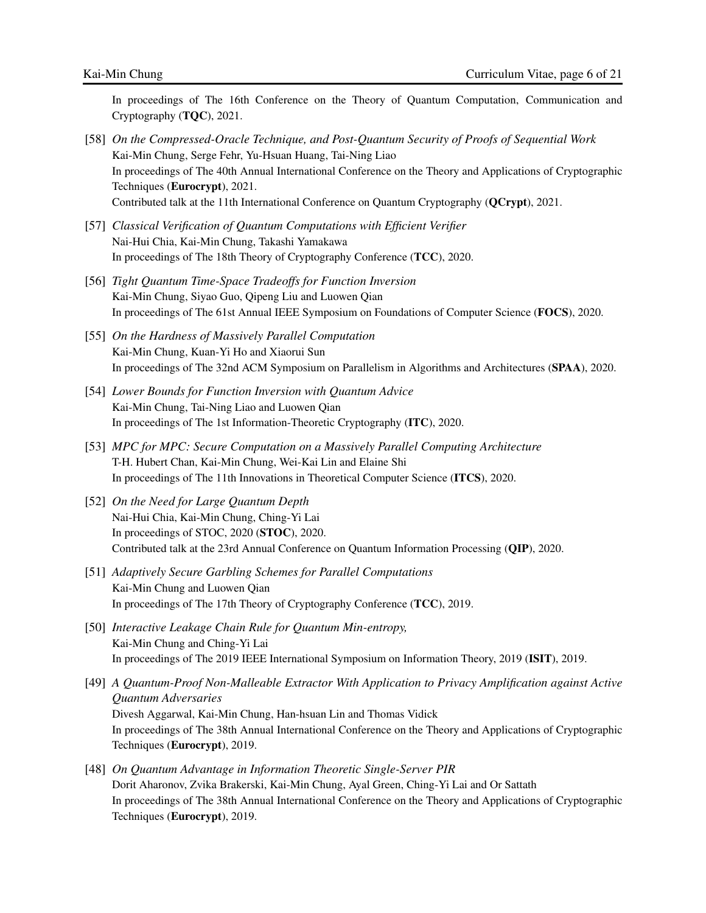In proceedings of The 16th Conference on the Theory of Quantum Computation, Communication and Cryptography (**TQC**), 2021.

[58] *On the Compressed-Oracle Technique, and Post-Quantum Security of Proofs of Sequential Work*
Kai-Min Chung, Serge Fehr, Yu-Hsuan Huang, Tai-Ning Liao
In proceedings of The 40th Annual International Conference on the Theory and Applications of Cryptographic Techniques (**Eurocrypt**), 2021.
Contributed talk at the 11th International Conference on Quantum Cryptography (**QCrypt**), 2021.

[57] *Classical Verification of Quantum Computations with Efficient Verifier*
Nai-Hui Chia, Kai-Min Chung, Takashi Yamakawa
In proceedings of The 18th Theory of Cryptography Conference (**TCC**), 2020.

[56] *Tight Quantum Time-Space Tradeoffs for Function Inversion*
Kai-Min Chung, Siyao Guo, Qipeng Liu and Luowen Qian
In proceedings of The 61st Annual IEEE Symposium on Foundations of Computer Science (**FOCS**), 2020.

[55] *On the Hardness of Massively Parallel Computation*
Kai-Min Chung, Kuan-Yi Ho and Xiaorui Sun
In proceedings of The 32nd ACM Symposium on Parallelism in Algorithms and Architectures (**SPAA**), 2020.

[54] *Lower Bounds for Function Inversion with Quantum Advice*
Kai-Min Chung, Tai-Ning Liao and Luowen Qian
In proceedings of The 1st Information-Theoretic Cryptography (**ITC**), 2020.

[53] *MPC for MPC: Secure Computation on a Massively Parallel Computing Architecture*
T-H. Hubert Chan, Kai-Min Chung, Wei-Kai Lin and Elaine Shi
In proceedings of The 11th Innovations in Theoretical Computer Science (**ITCS**), 2020.

[52] *On the Need for Large Quantum Depth*
Nai-Hui Chia, Kai-Min Chung, Ching-Yi Lai
In proceedings of STOC, 2020 (**STOC**), 2020.
Contributed talk at the 23rd Annual Conference on Quantum Information Processing (**QIP**), 2020.

[51] *Adaptively Secure Garbling Schemes for Parallel Computations*
Kai-Min Chung and Luowen Qian
In proceedings of The 17th Theory of Cryptography Conference (**TCC**), 2019.

[50] *Interactive Leakage Chain Rule for Quantum Min-entropy,*
Kai-Min Chung and Ching-Yi Lai
In proceedings of The 2019 IEEE International Symposium on Information Theory, 2019 (**ISIT**), 2019.

[49] *A Quantum-Proof Non-Malleable Extractor With Application to Privacy Amplification against Active Quantum Adversaries*
Divesh Aggarwal, Kai-Min Chung, Han-hsuan Lin and Thomas Vidick
In proceedings of The 38th Annual International Conference on the Theory and Applications of Cryptographic Techniques (**Eurocrypt**), 2019.

[48] *On Quantum Advantage in Information Theoretic Single-Server PIR*
Dorit Aharonov, Zvika Brakerski, Kai-Min Chung, Ayal Green, Ching-Yi Lai and Or Sattath
In proceedings of The 38th Annual International Conference on the Theory and Applications of Cryptographic Techniques (**Eurocrypt**), 2019.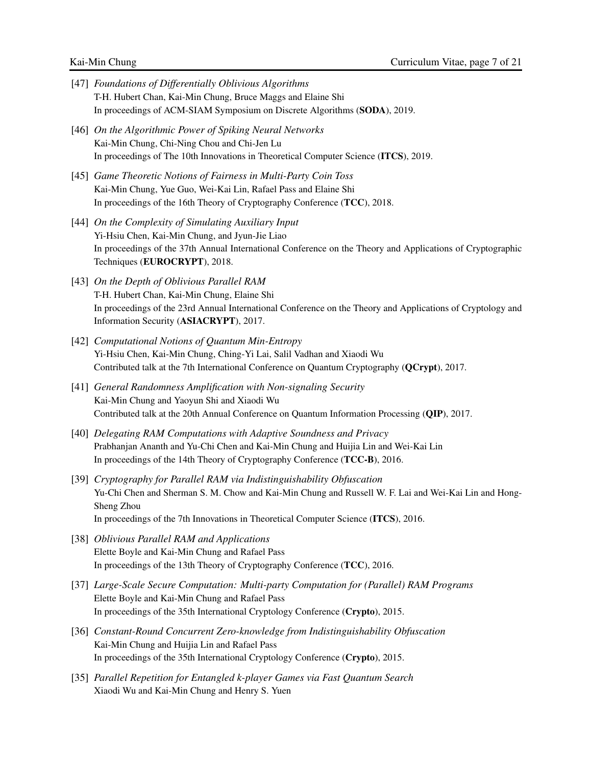[47] *Foundations of Differentially Oblivious Algorithms*
T-H. Hubert Chan, Kai-Min Chung, Bruce Maggs and Elaine Shi
In proceedings of ACM-SIAM Symposium on Discrete Algorithms (**SODA**), 2019.

[46] *On the Algorithmic Power of Spiking Neural Networks*
Kai-Min Chung, Chi-Ning Chou and Chi-Jen Lu
In proceedings of The 10th Innovations in Theoretical Computer Science (**ITCS**), 2019.

[45] *Game Theoretic Notions of Fairness in Multi-Party Coin Toss*
Kai-Min Chung, Yue Guo, Wei-Kai Lin, Rafael Pass and Elaine Shi
In proceedings of the 16th Theory of Cryptography Conference (**TCC**), 2018.

[44] *On the Complexity of Simulating Auxiliary Input*
Yi-Hsiu Chen, Kai-Min Chung, and Jyun-Jie Liao
In proceedings of the 37th Annual International Conference on the Theory and Applications of Cryptographic Techniques (**EUROCRYPT**), 2018.

[43] *On the Depth of Oblivious Parallel RAM*
T-H. Hubert Chan, Kai-Min Chung, Elaine Shi
In proceedings of the 23rd Annual International Conference on the Theory and Applications of Cryptology and Information Security (**ASIACRYPT**), 2017.

[42] *Computational Notions of Quantum Min-Entropy*
Yi-Hsiu Chen, Kai-Min Chung, Ching-Yi Lai, Salil Vadhan and Xiaodi Wu
Contributed talk at the 7th International Conference on Quantum Cryptography (**QCrypt**), 2017.

[41] *General Randomness Amplification with Non-signaling Security*
Kai-Min Chung and Yaoyun Shi and Xiaodi Wu
Contributed talk at the 20th Annual Conference on Quantum Information Processing (**QIP**), 2017.

[40] *Delegating RAM Computations with Adaptive Soundness and Privacy*
Prabhanjan Ananth and Yu-Chi Chen and Kai-Min Chung and Huijia Lin and Wei-Kai Lin
In proceedings of the 14th Theory of Cryptography Conference (**TCC-B**), 2016.

[39] *Cryptography for Parallel RAM via Indistinguishability Obfuscation*
Yu-Chi Chen and Sherman S. M. Chow and Kai-Min Chung and Russell W. F. Lai and Wei-Kai Lin and Hong-Sheng Zhou
In proceedings of the 7th Innovations in Theoretical Computer Science (**ITCS**), 2016.

[38] *Oblivious Parallel RAM and Applications*
Elette Boyle and Kai-Min Chung and Rafael Pass
In proceedings of the 13th Theory of Cryptography Conference (**TCC**), 2016.

[37] *Large-Scale Secure Computation: Multi-party Computation for (Parallel) RAM Programs*
Elette Boyle and Kai-Min Chung and Rafael Pass
In proceedings of the 35th International Cryptology Conference (**Crypto**), 2015.

[36] *Constant-Round Concurrent Zero-knowledge from Indistinguishability Obfuscation*
Kai-Min Chung and Huijia Lin and Rafael Pass
In proceedings of the 35th International Cryptology Conference (**Crypto**), 2015.

[35] *Parallel Repetition for Entangled k-player Games via Fast Quantum Search*
Xiaodi Wu and Kai-Min Chung and Henry S. Yuen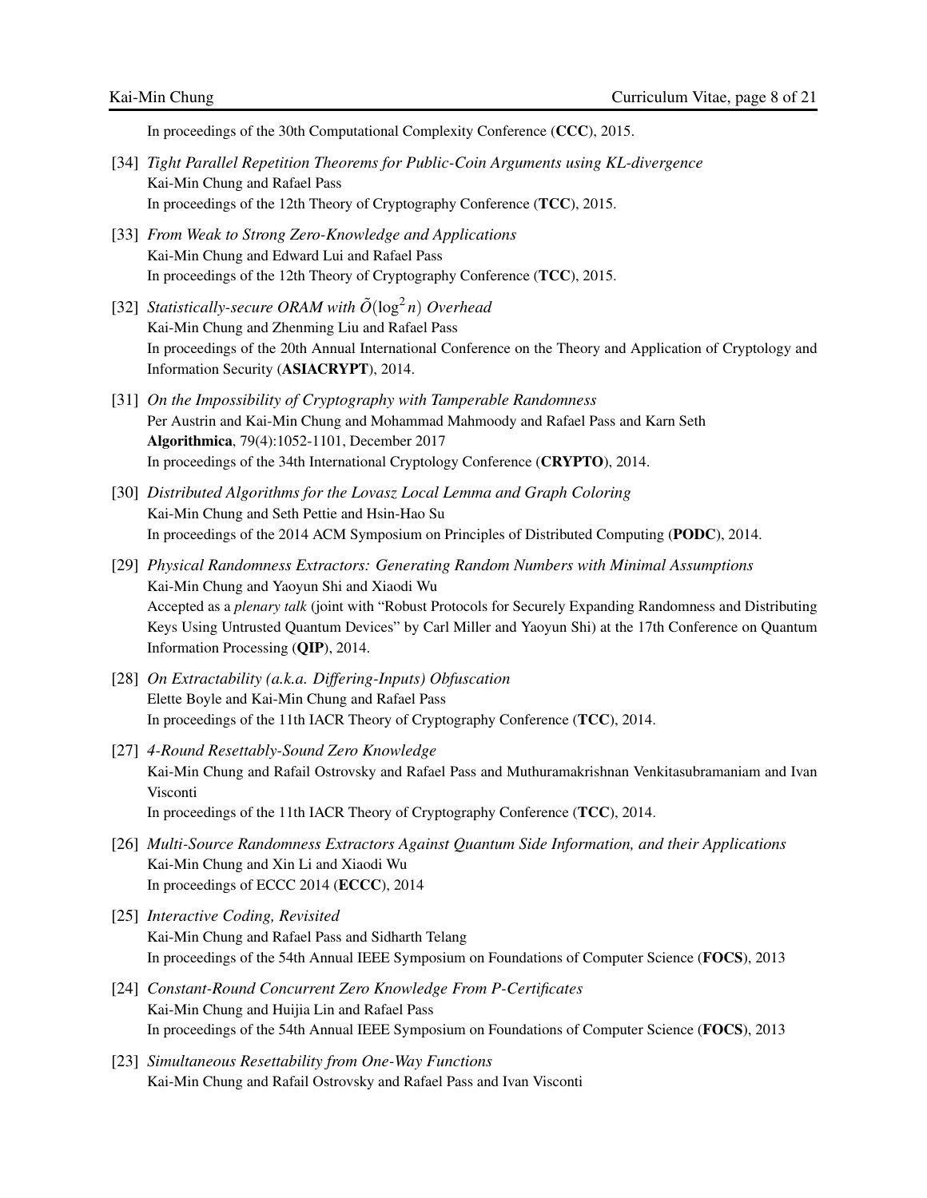In proceedings of the 30th Computational Complexity Conference (**CCC**), 2015.

[34] *Tight Parallel Repetition Theorems for Public-Coin Arguments using KL-divergence*
Kai-Min Chung and Rafael Pass
In proceedings of the 12th Theory of Cryptography Conference (**TCC**), 2015.

[33] *From Weak to Strong Zero-Knowledge and Applications*
Kai-Min Chung and Edward Lui and Rafael Pass
In proceedings of the 12th Theory of Cryptography Conference (**TCC**), 2015.

[32] *Statistically-secure ORAM with $\tilde{O}(\log^2 n)$ Overhead*
Kai-Min Chung and Zhenming Liu and Rafael Pass
In proceedings of the 20th Annual International Conference on the Theory and Application of Cryptology and Information Security (**ASIACRYPT**), 2014.

[31] *On the Impossibility of Cryptography with Tamperable Randomness*
Per Austrin and Kai-Min Chung and Mohammad Mahmoody and Rafael Pass and Karn Seth
**Algorithmica**, 79(4):1052-1101, December 2017
In proceedings of the 34th International Cryptology Conference (**CRYPTO**), 2014.

[30] *Distributed Algorithms for the Lovasz Local Lemma and Graph Coloring*
Kai-Min Chung and Seth Pettie and Hsin-Hao Su
In proceedings of the 2014 ACM Symposium on Principles of Distributed Computing (**PODC**), 2014.

[29] *Physical Randomness Extractors: Generating Random Numbers with Minimal Assumptions*
Kai-Min Chung and Yaoyun Shi and Xiaodi Wu
Accepted as a *plenary talk* (joint with "Robust Protocols for Securely Expanding Randomness and Distributing Keys Using Untrusted Quantum Devices" by Carl Miller and Yaoyun Shi) at the 17th Conference on Quantum Information Processing (**QIP**), 2014.

[28] *On Extractability (a.k.a. Differing-Inputs) Obfuscation*
Elette Boyle and Kai-Min Chung and Rafael Pass
In proceedings of the 11th IACR Theory of Cryptography Conference (**TCC**), 2014.

[27] *4-Round Resettably-Sound Zero Knowledge*
Kai-Min Chung and Rafail Ostrovsky and Rafael Pass and Muthuramakrishnan Venkitasubramaniam and Ivan Visconti
In proceedings of the 11th IACR Theory of Cryptography Conference (**TCC**), 2014.

[26] *Multi-Source Randomness Extractors Against Quantum Side Information, and their Applications*
Kai-Min Chung and Xin Li and Xiaodi Wu
In proceedings of ECCC 2014 (**ECCC**), 2014

[25] *Interactive Coding, Revisited*
Kai-Min Chung and Rafael Pass and Sidharth Telang
In proceedings of the 54th Annual IEEE Symposium on Foundations of Computer Science (**FOCS**), 2013

[24] *Constant-Round Concurrent Zero Knowledge From P-Certificates*
Kai-Min Chung and Huijia Lin and Rafael Pass
In proceedings of the 54th Annual IEEE Symposium on Foundations of Computer Science (**FOCS**), 2013

[23] *Simultaneous Resettability from One-Way Functions*
Kai-Min Chung and Rafail Ostrovsky and Rafael Pass and Ivan Visconti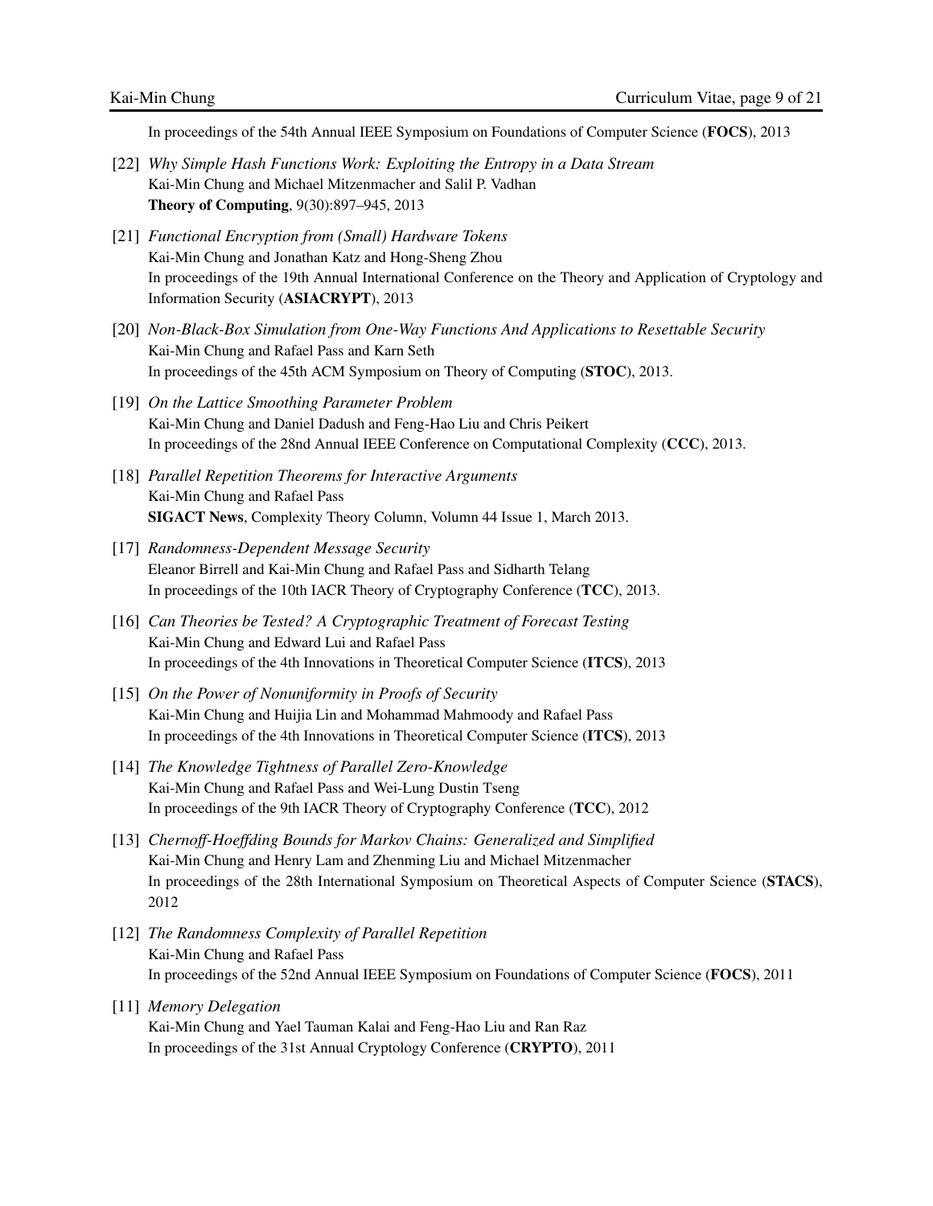In proceedings of the 54th Annual IEEE Symposium on Foundations of Computer Science (**FOCS**), 2013

[22] *Why Simple Hash Functions Work: Exploiting the Entropy in a Data Stream*
Kai-Min Chung and Michael Mitzenmacher and Salil P. Vadhan
**Theory of Computing**, 9(30):897–945, 2013

[21] *Functional Encryption from (Small) Hardware Tokens*
Kai-Min Chung and Jonathan Katz and Hong-Sheng Zhou
In proceedings of the 19th Annual International Conference on the Theory and Application of Cryptology and Information Security (**ASIACRYPT**), 2013

[20] *Non-Black-Box Simulation from One-Way Functions And Applications to Resettable Security*
Kai-Min Chung and Rafael Pass and Karn Seth
In proceedings of the 45th ACM Symposium on Theory of Computing (**STOC**), 2013.

[19] *On the Lattice Smoothing Parameter Problem*
Kai-Min Chung and Daniel Dadush and Feng-Hao Liu and Chris Peikert
In proceedings of the 28nd Annual IEEE Conference on Computational Complexity (**CCC**), 2013.

[18] *Parallel Repetition Theorems for Interactive Arguments*
Kai-Min Chung and Rafael Pass
**SIGACT News**, Complexity Theory Column, Volumn 44 Issue 1, March 2013.

[17] *Randomness-Dependent Message Security*
Eleanor Birrell and Kai-Min Chung and Rafael Pass and Sidharth Telang
In proceedings of the 10th IACR Theory of Cryptography Conference (**TCC**), 2013.

[16] *Can Theories be Tested? A Cryptographic Treatment of Forecast Testing*
Kai-Min Chung and Edward Lui and Rafael Pass
In proceedings of the 4th Innovations in Theoretical Computer Science (**ITCS**), 2013

[15] *On the Power of Nonuniformity in Proofs of Security*
Kai-Min Chung and Huijia Lin and Mohammad Mahmoody and Rafael Pass
In proceedings of the 4th Innovations in Theoretical Computer Science (**ITCS**), 2013

[14] *The Knowledge Tightness of Parallel Zero-Knowledge*
Kai-Min Chung and Rafael Pass and Wei-Lung Dustin Tseng
In proceedings of the 9th IACR Theory of Cryptography Conference (**TCC**), 2012

[13] *Chernoff-Hoeffding Bounds for Markov Chains: Generalized and Simplified*
Kai-Min Chung and Henry Lam and Zhenming Liu and Michael Mitzenmacher
In proceedings of the 28th International Symposium on Theoretical Aspects of Computer Science (**STACS**), 2012

[12] *The Randomness Complexity of Parallel Repetition*
Kai-Min Chung and Rafael Pass
In proceedings of the 52nd Annual IEEE Symposium on Foundations of Computer Science (**FOCS**), 2011

[11] *Memory Delegation*
Kai-Min Chung and Yael Tauman Kalai and Feng-Hao Liu and Ran Raz
In proceedings of the 31st Annual Cryptology Conference (**CRYPTO**), 2011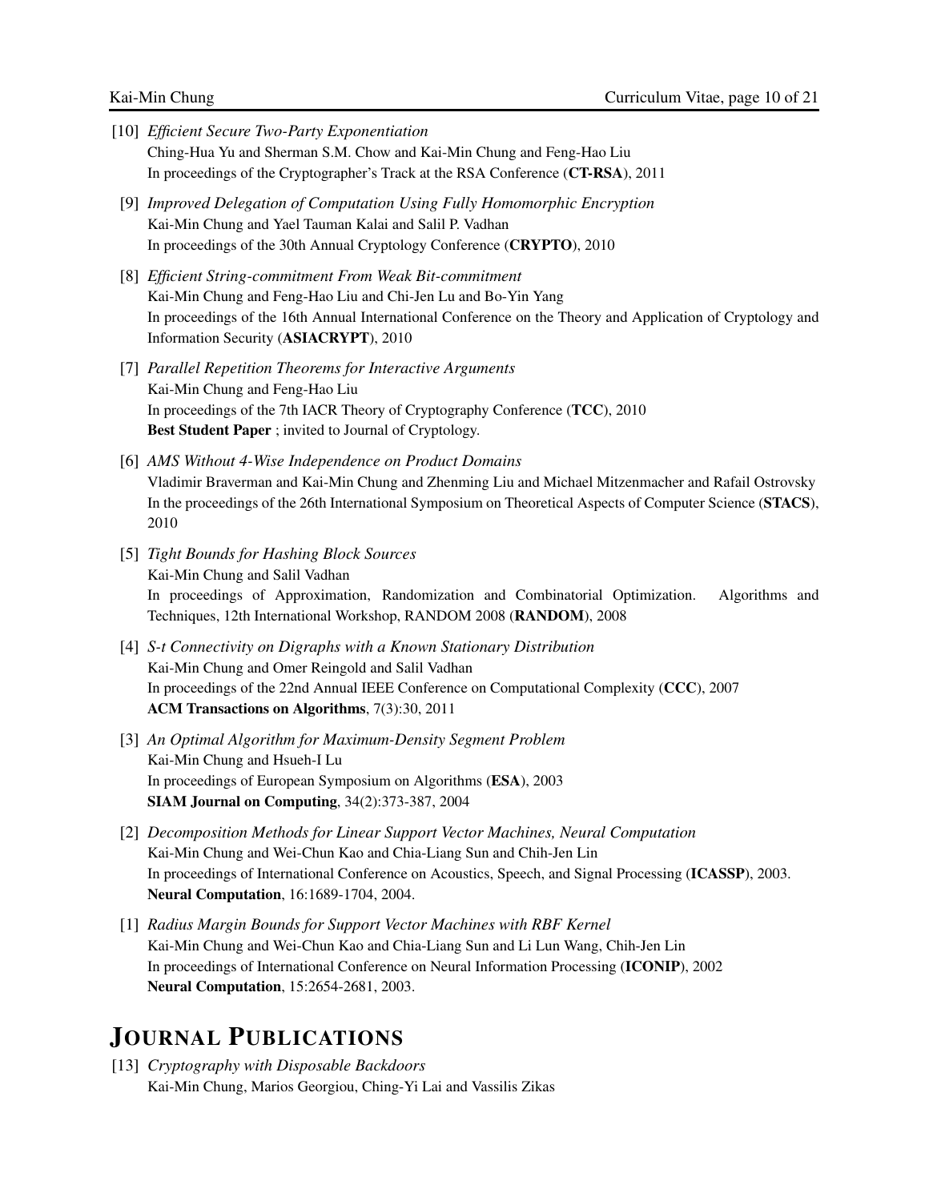[10] *Efficient Secure Two-Party Exponentiation*
Ching-Hua Yu and Sherman S.M. Chow and Kai-Min Chung and Feng-Hao Liu
In proceedings of the Cryptographer's Track at the RSA Conference (**CT-RSA**), 2011

[9] *Improved Delegation of Computation Using Fully Homomorphic Encryption*
Kai-Min Chung and Yael Tauman Kalai and Salil P. Vadhan
In proceedings of the 30th Annual Cryptology Conference (**CRYPTO**), 2010

[8] *Efficient String-commitment From Weak Bit-commitment*
Kai-Min Chung and Feng-Hao Liu and Chi-Jen Lu and Bo-Yin Yang
In proceedings of the 16th Annual International Conference on the Theory and Application of Cryptology and Information Security (**ASIACRYPT**), 2010

[7] *Parallel Repetition Theorems for Interactive Arguments*
Kai-Min Chung and Feng-Hao Liu
In proceedings of the 7th IACR Theory of Cryptography Conference (**TCC**), 2010
**Best Student Paper** ; invited to Journal of Cryptology.

[6] *AMS Without 4-Wise Independence on Product Domains*
Vladimir Braverman and Kai-Min Chung and Zhenming Liu and Michael Mitzenmacher and Rafail Ostrovsky
In the proceedings of the 26th International Symposium on Theoretical Aspects of Computer Science (**STACS**), 2010

[5] *Tight Bounds for Hashing Block Sources*
Kai-Min Chung and Salil Vadhan
In proceedings of Approximation, Randomization and Combinatorial Optimization. Algorithms and Techniques, 12th International Workshop, RANDOM 2008 (**RANDOM**), 2008

[4] *S-t Connectivity on Digraphs with a Known Stationary Distribution*
Kai-Min Chung and Omer Reingold and Salil Vadhan
In proceedings of the 22nd Annual IEEE Conference on Computational Complexity (**CCC**), 2007
**ACM Transactions on Algorithms**, 7(3):30, 2011

[3] *An Optimal Algorithm for Maximum-Density Segment Problem*
Kai-Min Chung and Hsueh-I Lu
In proceedings of European Symposium on Algorithms (**ESA**), 2003
**SIAM Journal on Computing**, 34(2):373-387, 2004

[2] *Decomposition Methods for Linear Support Vector Machines, Neural Computation*
Kai-Min Chung and Wei-Chun Kao and Chia-Liang Sun and Chih-Jen Lin
In proceedings of International Conference on Acoustics, Speech, and Signal Processing (**ICASSP**), 2003.
**Neural Computation**, 16:1689-1704, 2004.

[1] *Radius Margin Bounds for Support Vector Machines with RBF Kernel*
Kai-Min Chung and Wei-Chun Kao and Chia-Liang Sun and Li Lun Wang, Chih-Jen Lin
In proceedings of International Conference on Neural Information Processing (**ICONIP**), 2002
**Neural Computation**, 15:2654-2681, 2003.

# JOURNAL PUBLICATIONS

[13] *Cryptography with Disposable Backdoors*
Kai-Min Chung, Marios Georgiou, Ching-Yi Lai and Vassilis Zikas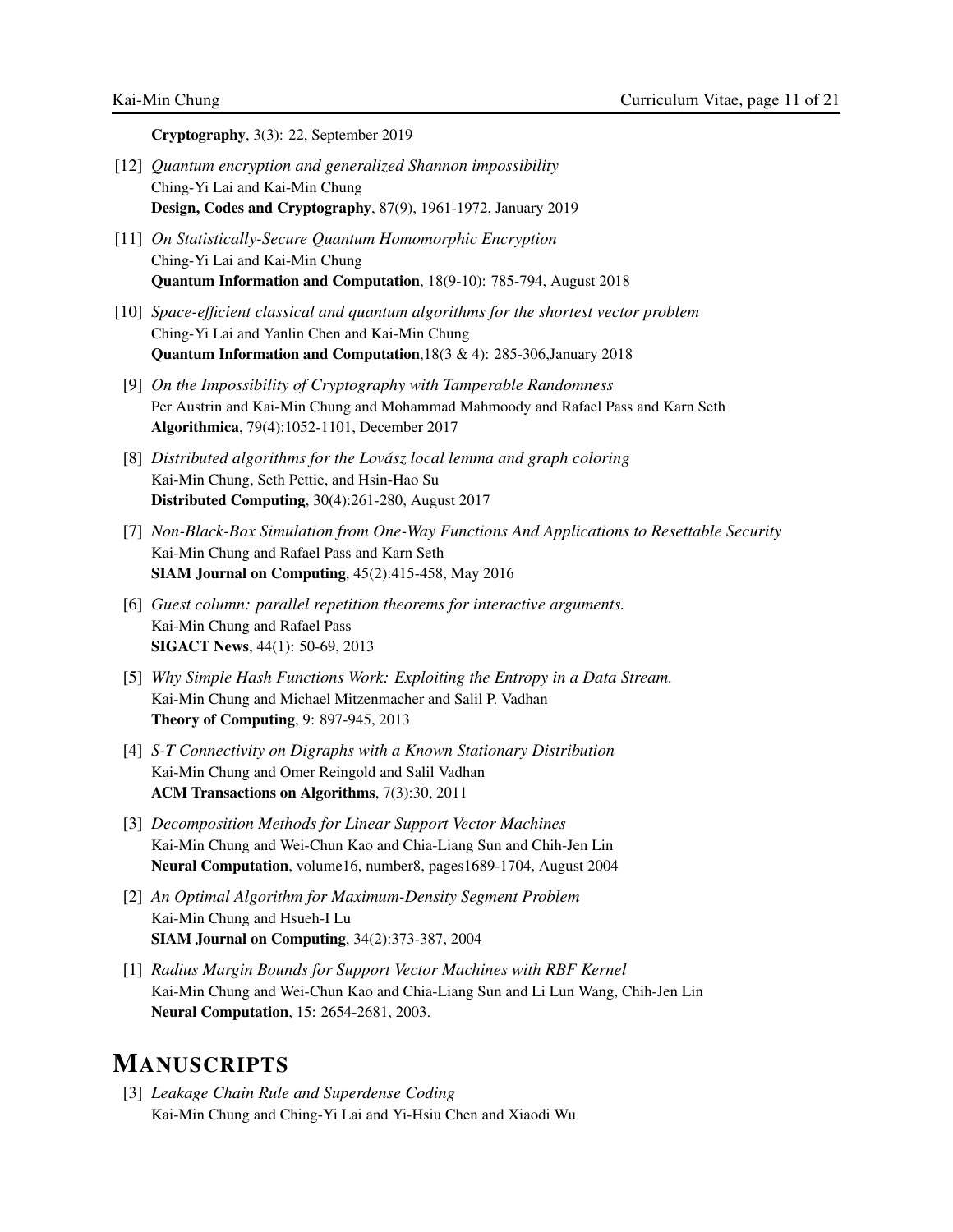**Cryptography**, 3(3): 22, September 2019

[12] *Quantum encryption and generalized Shannon impossibility*
Ching-Yi Lai and Kai-Min Chung
**Design, Codes and Cryptography**, 87(9), 1961-1972, January 2019

[11] *On Statistically-Secure Quantum Homomorphic Encryption*
Ching-Yi Lai and Kai-Min Chung
**Quantum Information and Computation**, 18(9-10): 785-794, August 2018

[10] *Space-efficient classical and quantum algorithms for the shortest vector problem*
Ching-Yi Lai and Yanlin Chen and Kai-Min Chung
**Quantum Information and Computation**,18(3 & 4): 285-306,January 2018

[9] *On the Impossibility of Cryptography with Tamperable Randomness*
Per Austrin and Kai-Min Chung and Mohammad Mahmoody and Rafael Pass and Karn Seth
**Algorithmica**, 79(4):1052-1101, December 2017

[8] *Distributed algorithms for the Lovász local lemma and graph coloring*
Kai-Min Chung, Seth Pettie, and Hsin-Hao Su
**Distributed Computing**, 30(4):261-280, August 2017

[7] *Non-Black-Box Simulation from One-Way Functions And Applications to Resettable Security*
Kai-Min Chung and Rafael Pass and Karn Seth
**SIAM Journal on Computing**, 45(2):415-458, May 2016

[6] *Guest column: parallel repetition theorems for interactive arguments.*
Kai-Min Chung and Rafael Pass
**SIGACT News**, 44(1): 50-69, 2013

[5] *Why Simple Hash Functions Work: Exploiting the Entropy in a Data Stream.*
Kai-Min Chung and Michael Mitzenmacher and Salil P. Vadhan
**Theory of Computing**, 9: 897-945, 2013

[4] *S-T Connectivity on Digraphs with a Known Stationary Distribution*
Kai-Min Chung and Omer Reingold and Salil Vadhan
**ACM Transactions on Algorithms**, 7(3):30, 2011

[3] *Decomposition Methods for Linear Support Vector Machines*
Kai-Min Chung and Wei-Chun Kao and Chia-Liang Sun and Chih-Jen Lin
**Neural Computation**, volume16, number8, pages1689-1704, August 2004

[2] *An Optimal Algorithm for Maximum-Density Segment Problem*
Kai-Min Chung and Hsueh-I Lu
**SIAM Journal on Computing**, 34(2):373-387, 2004

[1] *Radius Margin Bounds for Support Vector Machines with RBF Kernel*
Kai-Min Chung and Wei-Chun Kao and Chia-Liang Sun and Li Lun Wang, Chih-Jen Lin
**Neural Computation**, 15: 2654-2681, 2003.

# Manuscripts

[3] *Leakage Chain Rule and Superdense Coding*
Kai-Min Chung and Ching-Yi Lai and Yi-Hsiu Chen and Xiaodi Wu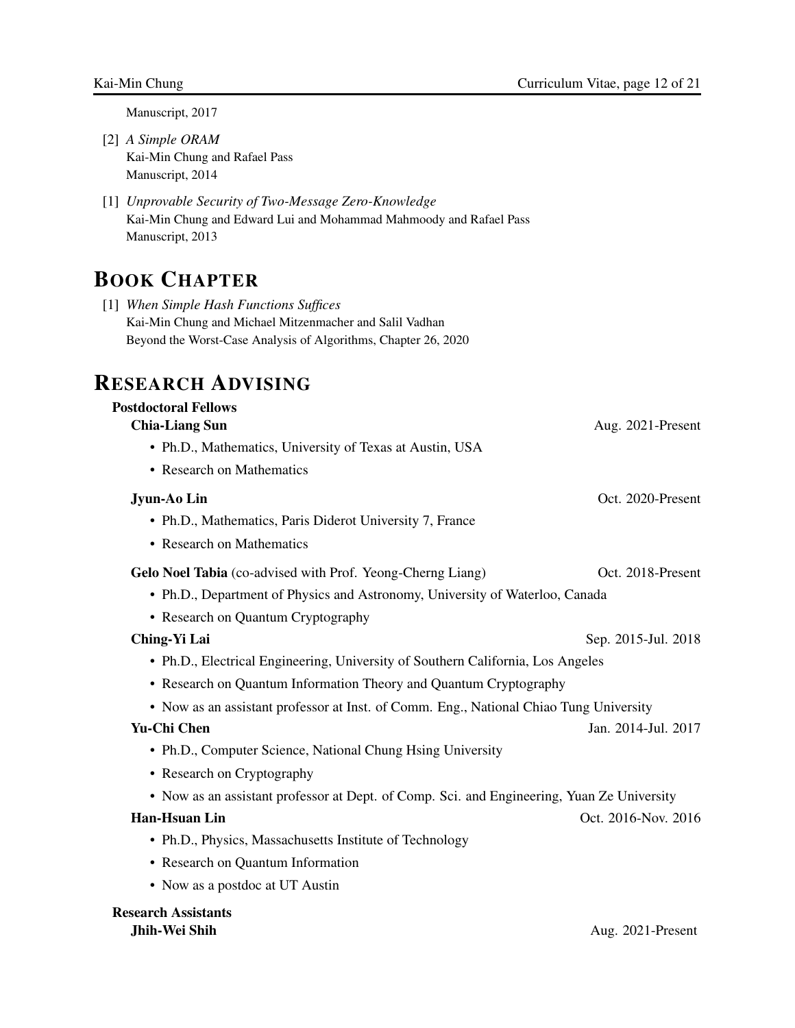Manuscript, 2017

[2] *A Simple ORAM*
Kai-Min Chung and Rafael Pass
Manuscript, 2014

[1] *Unprovable Security of Two-Message Zero-Knowledge*
Kai-Min Chung and Edward Lui and Mohammad Mahmoody and Rafael Pass
Manuscript, 2013

# BOOK CHAPTER

[1] *When Simple Hash Functions Suffices*
Kai-Min Chung and Michael Mitzenmacher and Salil Vadhan
Beyond the Worst-Case Analysis of Algorithms, Chapter 26, 2020

# RESEARCH ADVISING

### Postdoctoral Fellows

**Chia-Liang Sun** — Aug. 2021-Present

- Ph.D., Mathematics, University of Texas at Austin, USA
- Research on Mathematics

**Jyun-Ao Lin** — Oct. 2020-Present

- Ph.D., Mathematics, Paris Diderot University 7, France
- Research on Mathematics

**Gelo Noel Tabia** (co-advised with Prof. Yeong-Cherng Liang) — Oct. 2018-Present

- Ph.D., Department of Physics and Astronomy, University of Waterloo, Canada
- Research on Quantum Cryptography

**Ching-Yi Lai** — Sep. 2015-Jul. 2018

- Ph.D., Electrical Engineering, University of Southern California, Los Angeles
- Research on Quantum Information Theory and Quantum Cryptography
- Now as an assistant professor at Inst. of Comm. Eng., National Chiao Tung University

**Yu-Chi Chen** — Jan. 2014-Jul. 2017

- Ph.D., Computer Science, National Chung Hsing University
- Research on Cryptography
- Now as an assistant professor at Dept. of Comp. Sci. and Engineering, Yuan Ze University

**Han-Hsuan Lin** — Oct. 2016-Nov. 2016

- Ph.D., Physics, Massachusetts Institute of Technology
- Research on Quantum Information
- Now as a postdoc at UT Austin

### Research Assistants

**Jhih-Wei Shih** — Aug. 2021-Present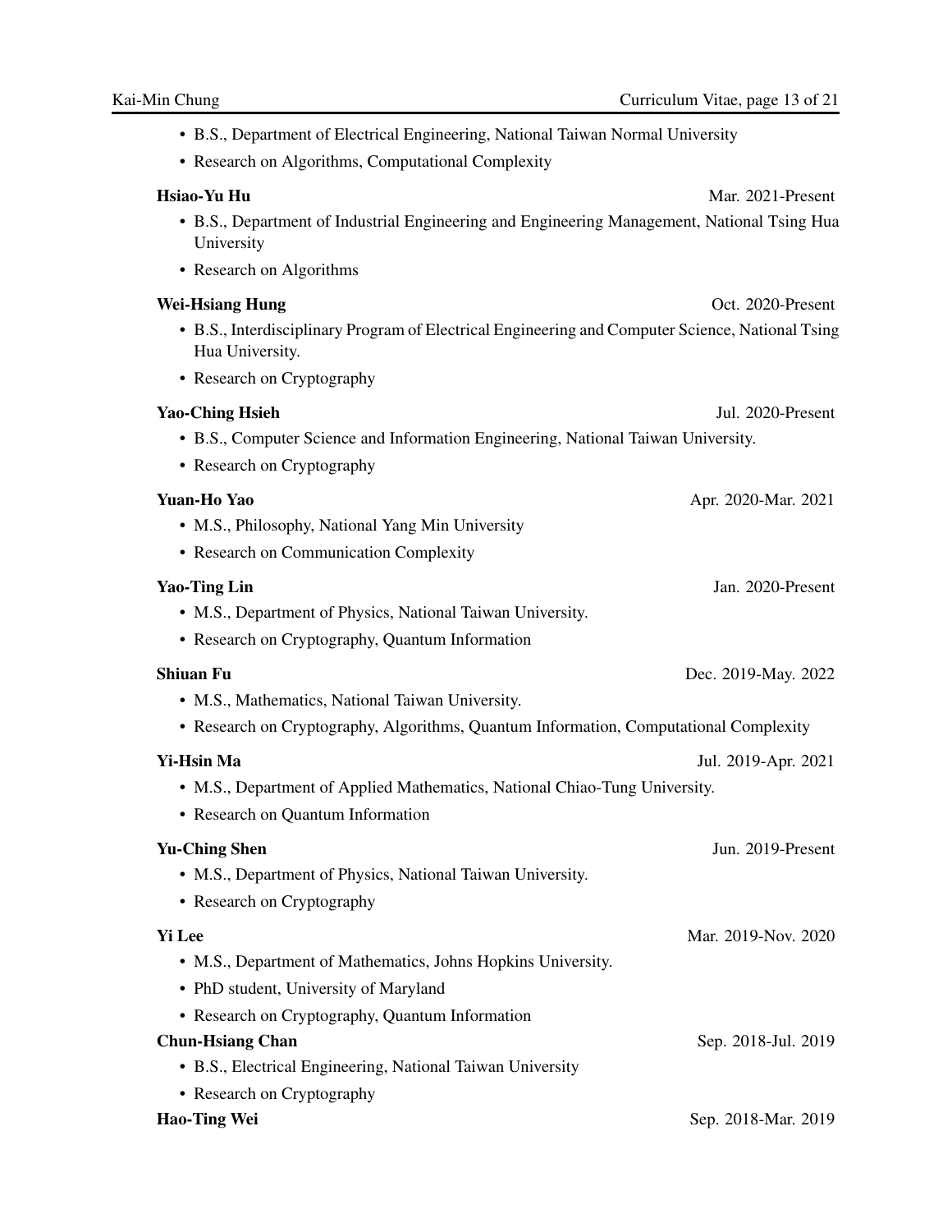- B.S., Department of Electrical Engineering, National Taiwan Normal University
- Research on Algorithms, Computational Complexity

**Hsiao-Yu Hu** Mar. 2021-Present

- B.S., Department of Industrial Engineering and Engineering Management, National Tsing Hua University
- Research on Algorithms

**Wei-Hsiang Hung** Oct. 2020-Present

- B.S., Interdisciplinary Program of Electrical Engineering and Computer Science, National Tsing Hua University.
- Research on Cryptography

**Yao-Ching Hsieh** Jul. 2020-Present

- B.S., Computer Science and Information Engineering, National Taiwan University.
- Research on Cryptography

**Yuan-Ho Yao** Apr. 2020-Mar. 2021

- M.S., Philosophy, National Yang Min University
- Research on Communication Complexity

**Yao-Ting Lin** Jan. 2020-Present

- M.S., Department of Physics, National Taiwan University.
- Research on Cryptography, Quantum Information

**Shiuan Fu** Dec. 2019-May. 2022

- M.S., Mathematics, National Taiwan University.
- Research on Cryptography, Algorithms, Quantum Information, Computational Complexity

**Yi-Hsin Ma** Jul. 2019-Apr. 2021

- M.S., Department of Applied Mathematics, National Chiao-Tung University.
- Research on Quantum Information

**Yu-Ching Shen** Jun. 2019-Present

- M.S., Department of Physics, National Taiwan University.
- Research on Cryptography

**Yi Lee** Mar. 2019-Nov. 2020

- M.S., Department of Mathematics, Johns Hopkins University.
- PhD student, University of Maryland
- Research on Cryptography, Quantum Information

**Chun-Hsiang Chan** Sep. 2018-Jul. 2019

- B.S., Electrical Engineering, National Taiwan University
- Research on Cryptography

**Hao-Ting Wei** Sep. 2018-Mar. 2019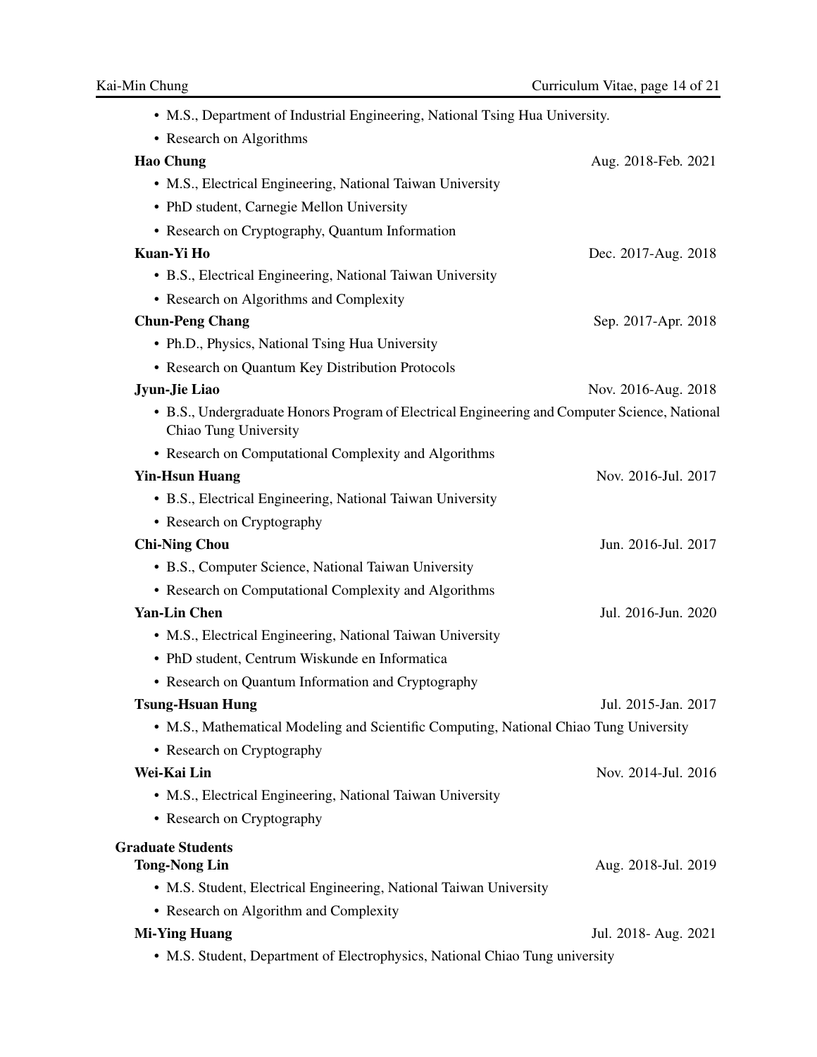- M.S., Department of Industrial Engineering, National Tsing Hua University.
- Research on Algorithms

**Hao Chung** Aug. 2018-Feb. 2021

- M.S., Electrical Engineering, National Taiwan University
- PhD student, Carnegie Mellon University
- Research on Cryptography, Quantum Information

**Kuan-Yi Ho** Dec. 2017-Aug. 2018

- B.S., Electrical Engineering, National Taiwan University
- Research on Algorithms and Complexity

**Chun-Peng Chang** Sep. 2017-Apr. 2018

- Ph.D., Physics, National Tsing Hua University
- Research on Quantum Key Distribution Protocols

**Jyun-Jie Liao** Nov. 2016-Aug. 2018

- B.S., Undergraduate Honors Program of Electrical Engineering and Computer Science, National Chiao Tung University
- Research on Computational Complexity and Algorithms

**Yin-Hsun Huang** Nov. 2016-Jul. 2017

- B.S., Electrical Engineering, National Taiwan University
- Research on Cryptography

**Chi-Ning Chou** Jun. 2016-Jul. 2017

- B.S., Computer Science, National Taiwan University
- Research on Computational Complexity and Algorithms

**Yan-Lin Chen** Jul. 2016-Jun. 2020

- M.S., Electrical Engineering, National Taiwan University
- PhD student, Centrum Wiskunde en Informatica
- Research on Quantum Information and Cryptography

**Tsung-Hsuan Hung** Jul. 2015-Jan. 2017

- M.S., Mathematical Modeling and Scientific Computing, National Chiao Tung University
- Research on Cryptography

**Wei-Kai Lin** Nov. 2014-Jul. 2016

- M.S., Electrical Engineering, National Taiwan University
- Research on Cryptography

**Graduate Students**

**Tong-Nong Lin** Aug. 2018-Jul. 2019

- M.S. Student, Electrical Engineering, National Taiwan University
- Research on Algorithm and Complexity

**Mi-Ying Huang** Jul. 2018- Aug. 2021

- M.S. Student, Department of Electrophysics, National Chiao Tung university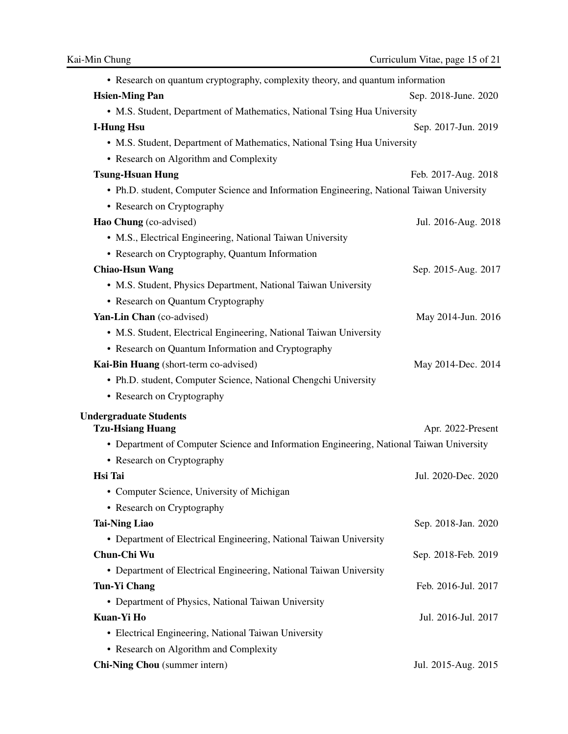- Research on quantum cryptography, complexity theory, and quantum information

**Hsien-Ming Pan** Sep. 2018-June. 2020

- M.S. Student, Department of Mathematics, National Tsing Hua University

**I-Hung Hsu** Sep. 2017-Jun. 2019

- M.S. Student, Department of Mathematics, National Tsing Hua University
- Research on Algorithm and Complexity

**Tsung-Hsuan Hung** Feb. 2017-Aug. 2018

- Ph.D. student, Computer Science and Information Engineering, National Taiwan University
- Research on Cryptography

**Hao Chung** (co-advised) Jul. 2016-Aug. 2018

- M.S., Electrical Engineering, National Taiwan University
- Research on Cryptography, Quantum Information

**Chiao-Hsun Wang** Sep. 2015-Aug. 2017

- M.S. Student, Physics Department, National Taiwan University
- Research on Quantum Cryptography

**Yan-Lin Chan** (co-advised) May 2014-Jun. 2016

- M.S. Student, Electrical Engineering, National Taiwan University
- Research on Quantum Information and Cryptography

**Kai-Bin Huang** (short-term co-advised) May 2014-Dec. 2014

- Ph.D. student, Computer Science, National Chengchi University
- Research on Cryptography

### Undergraduate Students

**Tzu-Hsiang Huang** Apr. 2022-Present

- Department of Computer Science and Information Engineering, National Taiwan University
- Research on Cryptography

**Hsi Tai** Jul. 2020-Dec. 2020

- Computer Science, University of Michigan
- Research on Cryptography

**Tai-Ning Liao** Sep. 2018-Jan. 2020

- Department of Electrical Engineering, National Taiwan University

**Chun-Chi Wu** Sep. 2018-Feb. 2019

- Department of Electrical Engineering, National Taiwan University

**Tun-Yi Chang** Feb. 2016-Jul. 2017

- Department of Physics, National Taiwan University

**Kuan-Yi Ho** Jul. 2016-Jul. 2017

- Electrical Engineering, National Taiwan University
- Research on Algorithm and Complexity

**Chi-Ning Chou** (summer intern) Jul. 2015-Aug. 2015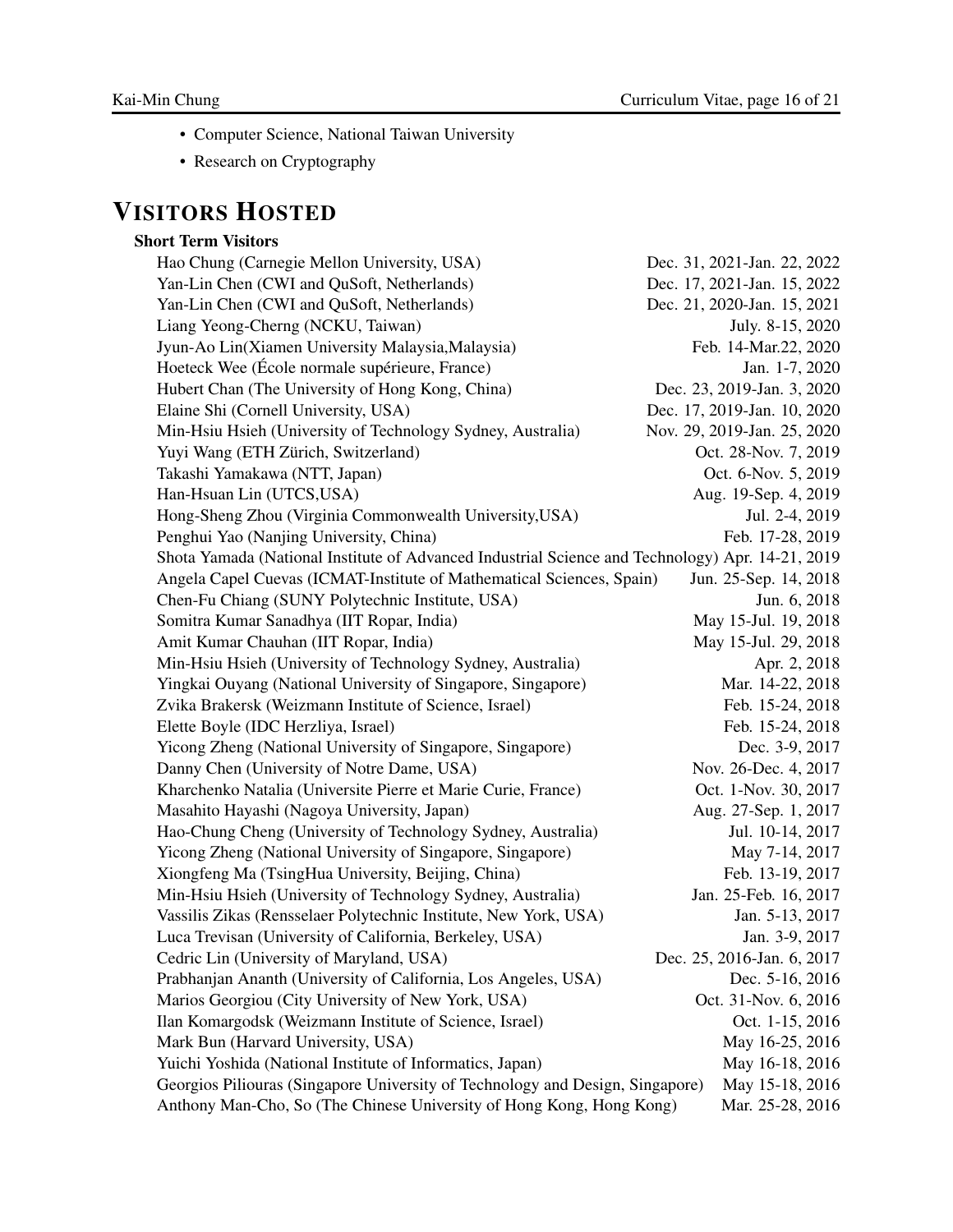- Computer Science, National Taiwan University
- Research on Cryptography

# VISITORS HOSTED

**Short Term Visitors**

| | |
|---|---|
| Hao Chung (Carnegie Mellon University, USA) | Dec. 31, 2021-Jan. 22, 2022 |
| Yan-Lin Chen (CWI and QuSoft, Netherlands) | Dec. 17, 2021-Jan. 15, 2022 |
| Yan-Lin Chen (CWI and QuSoft, Netherlands) | Dec. 21, 2020-Jan. 15, 2021 |
| Liang Yeong-Cherng (NCKU, Taiwan) | July. 8-15, 2020 |
| Jyun-Ao Lin(Xiamen University Malaysia,Malaysia) | Feb. 14-Mar.22, 2020 |
| Hoeteck Wee (École normale supérieure, France) | Jan. 1-7, 2020 |
| Hubert Chan (The University of Hong Kong, China) | Dec. 23, 2019-Jan. 3, 2020 |
| Elaine Shi (Cornell University, USA) | Dec. 17, 2019-Jan. 10, 2020 |
| Min-Hsiu Hsieh (University of Technology Sydney, Australia) | Nov. 29, 2019-Jan. 25, 2020 |
| Yuyi Wang (ETH Zürich, Switzerland) | Oct. 28-Nov. 7, 2019 |
| Takashi Yamakawa (NTT, Japan) | Oct. 6-Nov. 5, 2019 |
| Han-Hsuan Lin (UTCS,USA) | Aug. 19-Sep. 4, 2019 |
| Hong-Sheng Zhou (Virginia Commonwealth University,USA) | Jul. 2-4, 2019 |
| Penghui Yao (Nanjing University, China) | Feb. 17-28, 2019 |
| Shota Yamada (National Institute of Advanced Industrial Science and Technology) | Apr. 14-21, 2019 |
| Angela Capel Cuevas (ICMAT-Institute of Mathematical Sciences, Spain) | Jun. 25-Sep. 14, 2018 |
| Chen-Fu Chiang (SUNY Polytechnic Institute, USA) | Jun. 6, 2018 |
| Somitra Kumar Sanadhya (IIT Ropar, India) | May 15-Jul. 19, 2018 |
| Amit Kumar Chauhan (IIT Ropar, India) | May 15-Jul. 29, 2018 |
| Min-Hsiu Hsieh (University of Technology Sydney, Australia) | Apr. 2, 2018 |
| Yingkai Ouyang (National University of Singapore, Singapore) | Mar. 14-22, 2018 |
| Zvika Brakersk (Weizmann Institute of Science, Israel) | Feb. 15-24, 2018 |
| Elette Boyle (IDC Herzliya, Israel) | Feb. 15-24, 2018 |
| Yicong Zheng (National University of Singapore, Singapore) | Dec. 3-9, 2017 |
| Danny Chen (University of Notre Dame, USA) | Nov. 26-Dec. 4, 2017 |
| Kharchenko Natalia (Universite Pierre et Marie Curie, France) | Oct. 1-Nov. 30, 2017 |
| Masahito Hayashi (Nagoya University, Japan) | Aug. 27-Sep. 1, 2017 |
| Hao-Chung Cheng (University of Technology Sydney, Australia) | Jul. 10-14, 2017 |
| Yicong Zheng (National University of Singapore, Singapore) | May 7-14, 2017 |
| Xiongfeng Ma (TsingHua University, Beijing, China) | Feb. 13-19, 2017 |
| Min-Hsiu Hsieh (University of Technology Sydney, Australia) | Jan. 25-Feb. 16, 2017 |
| Vassilis Zikas (Rensselaer Polytechnic Institute, New York, USA) | Jan. 5-13, 2017 |
| Luca Trevisan (University of California, Berkeley, USA) | Jan. 3-9, 2017 |
| Cedric Lin (University of Maryland, USA) | Dec. 25, 2016-Jan. 6, 2017 |
| Prabhanjan Ananth (University of California, Los Angeles, USA) | Dec. 5-16, 2016 |
| Marios Georgiou (City University of New York, USA) | Oct. 31-Nov. 6, 2016 |
| Ilan Komargodsk (Weizmann Institute of Science, Israel) | Oct. 1-15, 2016 |
| Mark Bun (Harvard University, USA) | May 16-25, 2016 |
| Yuichi Yoshida (National Institute of Informatics, Japan) | May 16-18, 2016 |
| Georgios Piliouras (Singapore University of Technology and Design, Singapore) | May 15-18, 2016 |
| Anthony Man-Cho, So (The Chinese University of Hong Kong, Hong Kong) | Mar. 25-28, 2016 |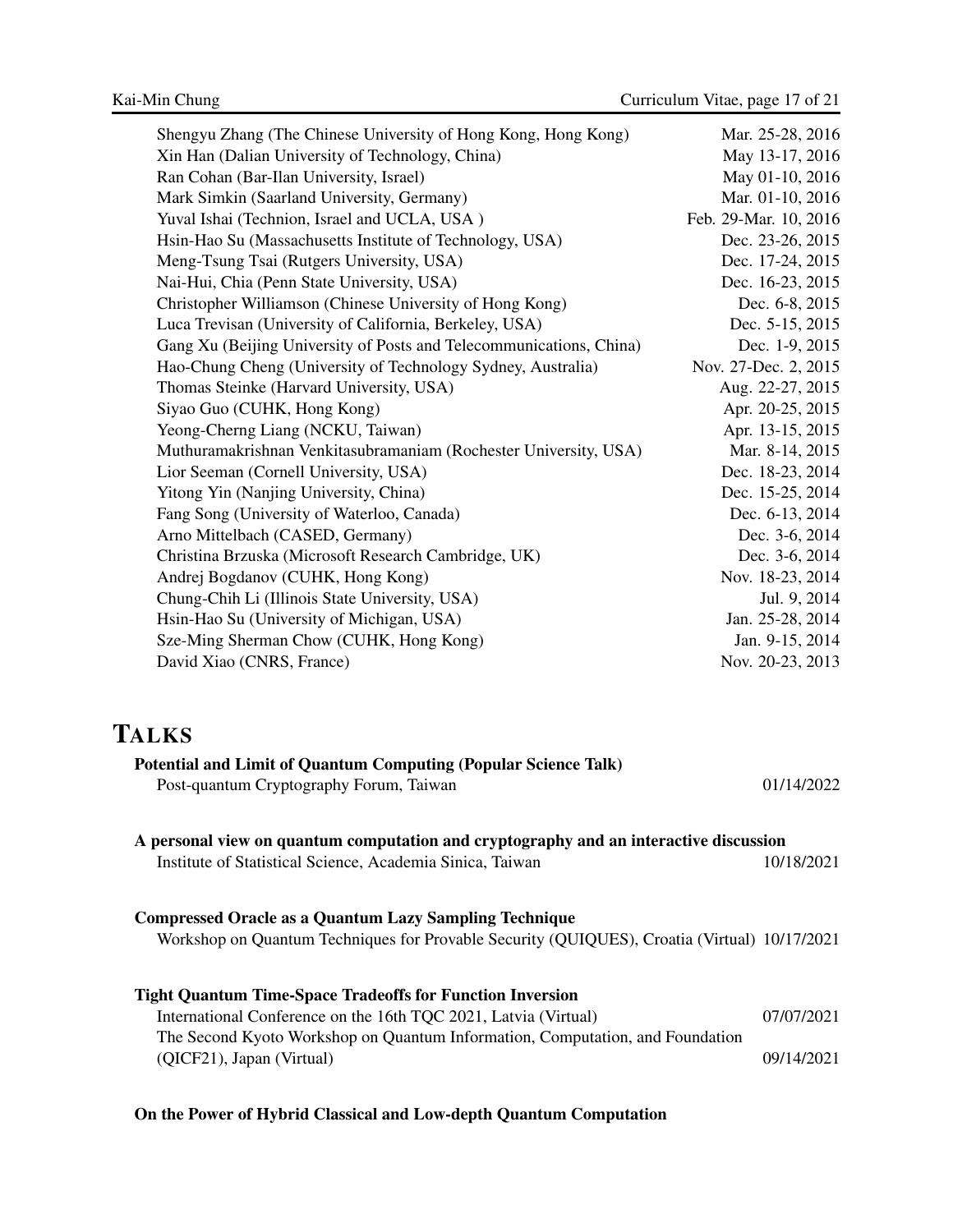| | |
|---|---|
| Shengyu Zhang (The Chinese University of Hong Kong, Hong Kong) | Mar. 25-28, 2016 |
| Xin Han (Dalian University of Technology, China) | May 13-17, 2016 |
| Ran Cohan (Bar-Ilan University, Israel) | May 01-10, 2016 |
| Mark Simkin (Saarland University, Germany) | Mar. 01-10, 2016 |
| Yuval Ishai (Technion, Israel and UCLA, USA ) | Feb. 29-Mar. 10, 2016 |
| Hsin-Hao Su (Massachusetts Institute of Technology, USA) | Dec. 23-26, 2015 |
| Meng-Tsung Tsai (Rutgers University, USA) | Dec. 17-24, 2015 |
| Nai-Hui, Chia (Penn State University, USA) | Dec. 16-23, 2015 |
| Christopher Williamson (Chinese University of Hong Kong) | Dec. 6-8, 2015 |
| Luca Trevisan (University of California, Berkeley, USA) | Dec. 5-15, 2015 |
| Gang Xu (Beijing University of Posts and Telecommunications, China) | Dec. 1-9, 2015 |
| Hao-Chung Cheng (University of Technology Sydney, Australia) | Nov. 27-Dec. 2, 2015 |
| Thomas Steinke (Harvard University, USA) | Aug. 22-27, 2015 |
| Siyao Guo (CUHK, Hong Kong) | Apr. 20-25, 2015 |
| Yeong-Cherng Liang (NCKU, Taiwan) | Apr. 13-15, 2015 |
| Muthuramakrishnan Venkitasubramaniam (Rochester University, USA) | Mar. 8-14, 2015 |
| Lior Seeman (Cornell University, USA) | Dec. 18-23, 2014 |
| Yitong Yin (Nanjing University, China) | Dec. 15-25, 2014 |
| Fang Song (University of Waterloo, Canada) | Dec. 6-13, 2014 |
| Arno Mittelbach (CASED, Germany) | Dec. 3-6, 2014 |
| Christina Brzuska (Microsoft Research Cambridge, UK) | Dec. 3-6, 2014 |
| Andrej Bogdanov (CUHK, Hong Kong) | Nov. 18-23, 2014 |
| Chung-Chih Li (Illinois State University, USA) | Jul. 9, 2014 |
| Hsin-Hao Su (University of Michigan, USA) | Jan. 25-28, 2014 |
| Sze-Ming Sherman Chow (CUHK, Hong Kong) | Jan. 9-15, 2014 |
| David Xiao (CNRS, France) | Nov. 20-23, 2013 |

# TALKS

**Potential and Limit of Quantum Computing (Popular Science Talk)**
Post-quantum Cryptography Forum, Taiwan — 01/14/2022

**A personal view on quantum computation and cryptography and an interactive discussion**
Institute of Statistical Science, Academia Sinica, Taiwan — 10/18/2021

**Compressed Oracle as a Quantum Lazy Sampling Technique**
Workshop on Quantum Techniques for Provable Security (QUIQUES), Croatia (Virtual) — 10/17/2021

**Tight Quantum Time-Space Tradeoffs for Function Inversion**
International Conference on the 16th TQC 2021, Latvia (Virtual) — 07/07/2021
The Second Kyoto Workshop on Quantum Information, Computation, and Foundation (QICF21), Japan (Virtual) — 09/14/2021

**On the Power of Hybrid Classical and Low-depth Quantum Computation**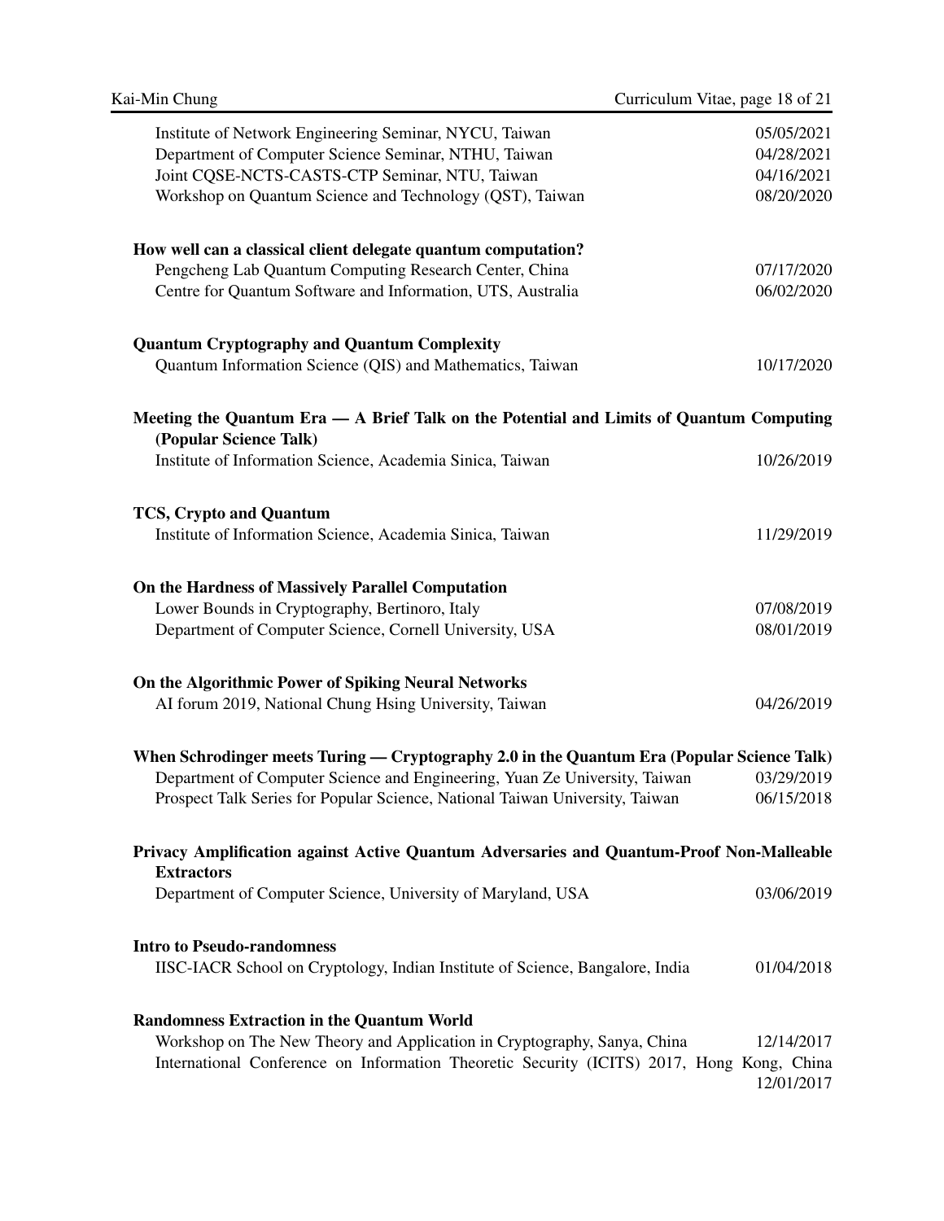Institute of Network Engineering Seminar, NYCU, Taiwan 05/05/2021
Department of Computer Science Seminar, NTHU, Taiwan 04/28/2021
Joint CQSE-NCTS-CASTS-CTP Seminar, NTU, Taiwan 04/16/2021
Workshop on Quantum Science and Technology (QST), Taiwan 08/20/2020

**How well can a classical client delegate quantum computation?**
Pengcheng Lab Quantum Computing Research Center, China 07/17/2020
Centre for Quantum Software and Information, UTS, Australia 06/02/2020

**Quantum Cryptography and Quantum Complexity**
Quantum Information Science (QIS) and Mathematics, Taiwan 10/17/2020

**Meeting the Quantum Era — A Brief Talk on the Potential and Limits of Quantum Computing (Popular Science Talk)**
Institute of Information Science, Academia Sinica, Taiwan 10/26/2019

**TCS, Crypto and Quantum**
Institute of Information Science, Academia Sinica, Taiwan 11/29/2019

**On the Hardness of Massively Parallel Computation**
Lower Bounds in Cryptography, Bertinoro, Italy 07/08/2019
Department of Computer Science, Cornell University, USA 08/01/2019

**On the Algorithmic Power of Spiking Neural Networks**
AI forum 2019, National Chung Hsing University, Taiwan 04/26/2019

**When Schrodinger meets Turing — Cryptography 2.0 in the Quantum Era (Popular Science Talk)**
Department of Computer Science and Engineering, Yuan Ze University, Taiwan 03/29/2019
Prospect Talk Series for Popular Science, National Taiwan University, Taiwan 06/15/2018

**Privacy Amplification against Active Quantum Adversaries and Quantum-Proof Non-Malleable Extractors**
Department of Computer Science, University of Maryland, USA 03/06/2019

**Intro to Pseudo-randomness**
IISC-IACR School on Cryptology, Indian Institute of Science, Bangalore, India 01/04/2018

**Randomness Extraction in the Quantum World**
Workshop on The New Theory and Application in Cryptography, Sanya, China 12/14/2017
International Conference on Information Theoretic Security (ICITS) 2017, Hong Kong, China 12/01/2017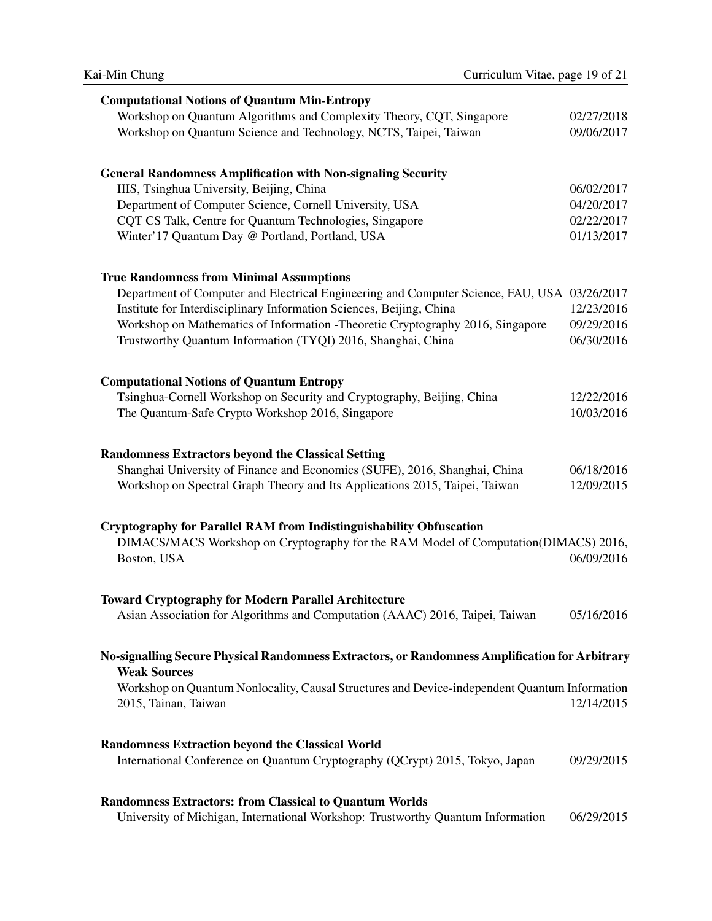**Computational Notions of Quantum Min-Entropy**

Workshop on Quantum Algorithms and Complexity Theory, CQT, Singapore 02/27/2018
Workshop on Quantum Science and Technology, NCTS, Taipei, Taiwan 09/06/2017

**General Randomness Amplification with Non-signaling Security**

IIIS, Tsinghua University, Beijing, China 06/02/2017
Department of Computer Science, Cornell University, USA 04/20/2017
CQT CS Talk, Centre for Quantum Technologies, Singapore 02/22/2017
Winter'17 Quantum Day @ Portland, Portland, USA 01/13/2017

**True Randomness from Minimal Assumptions**

Department of Computer and Electrical Engineering and Computer Science, FAU, USA 03/26/2017
Institute for Interdisciplinary Information Sciences, Beijing, China 12/23/2016
Workshop on Mathematics of Information -Theoretic Cryptography 2016, Singapore 09/29/2016
Trustworthy Quantum Information (TYQI) 2016, Shanghai, China 06/30/2016

**Computational Notions of Quantum Entropy**

Tsinghua-Cornell Workshop on Security and Cryptography, Beijing, China 12/22/2016
The Quantum-Safe Crypto Workshop 2016, Singapore 10/03/2016

**Randomness Extractors beyond the Classical Setting**

Shanghai University of Finance and Economics (SUFE), 2016, Shanghai, China 06/18/2016
Workshop on Spectral Graph Theory and Its Applications 2015, Taipei, Taiwan 12/09/2015

**Cryptography for Parallel RAM from Indistinguishability Obfuscation**

DIMACS/MACS Workshop on Cryptography for the RAM Model of Computation(DIMACS) 2016, Boston, USA 06/09/2016

**Toward Cryptography for Modern Parallel Architecture**

Asian Association for Algorithms and Computation (AAAC) 2016, Taipei, Taiwan 05/16/2016

**No-signalling Secure Physical Randomness Extractors, or Randomness Amplification for Arbitrary Weak Sources**

Workshop on Quantum Nonlocality, Causal Structures and Device-independent Quantum Information 2015, Tainan, Taiwan 12/14/2015

**Randomness Extraction beyond the Classical World**

International Conference on Quantum Cryptography (QCrypt) 2015, Tokyo, Japan 09/29/2015

**Randomness Extractors: from Classical to Quantum Worlds**

University of Michigan, International Workshop: Trustworthy Quantum Information 06/29/2015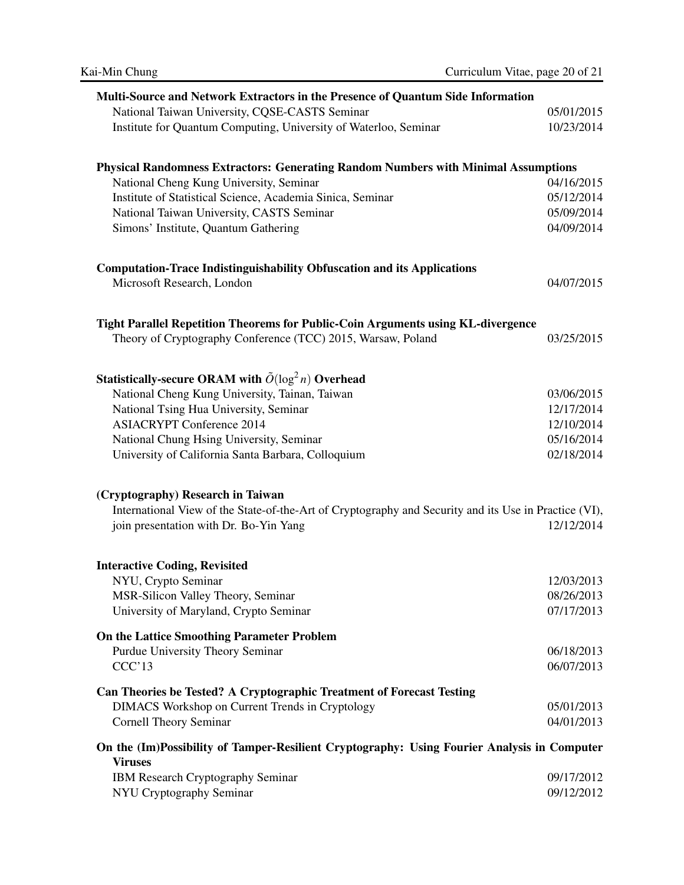**Multi-Source and Network Extractors in the Presence of Quantum Side Information**

National Taiwan University, CQSE-CASTS Seminar 05/01/2015
Institute for Quantum Computing, University of Waterloo, Seminar 10/23/2014

**Physical Randomness Extractors: Generating Random Numbers with Minimal Assumptions**

National Cheng Kung University, Seminar 04/16/2015
Institute of Statistical Science, Academia Sinica, Seminar 05/12/2014
National Taiwan University, CASTS Seminar 05/09/2014
Simons' Institute, Quantum Gathering 04/09/2014

**Computation-Trace Indistinguishability Obfuscation and its Applications**

Microsoft Research, London 04/07/2015

**Tight Parallel Repetition Theorems for Public-Coin Arguments using KL-divergence**

Theory of Cryptography Conference (TCC) 2015, Warsaw, Poland 03/25/2015

**Statistically-secure ORAM with $\tilde{O}(\log^2 n)$ Overhead**

National Cheng Kung University, Tainan, Taiwan 03/06/2015
National Tsing Hua University, Seminar 12/17/2014
ASIACRYPT Conference 2014 12/10/2014
National Chung Hsing University, Seminar 05/16/2014
University of California Santa Barbara, Colloquium 02/18/2014

**(Cryptography) Research in Taiwan**

International View of the State-of-the-Art of Cryptography and Security and its Use in Practice (VI), join presentation with Dr. Bo-Yin Yang 12/12/2014

**Interactive Coding, Revisited**

NYU, Crypto Seminar 12/03/2013
MSR-Silicon Valley Theory, Seminar 08/26/2013
University of Maryland, Crypto Seminar 07/17/2013

**On the Lattice Smoothing Parameter Problem**

Purdue University Theory Seminar 06/18/2013
CCC'13 06/07/2013

**Can Theories be Tested? A Cryptographic Treatment of Forecast Testing**

DIMACS Workshop on Current Trends in Cryptology 05/01/2013
Cornell Theory Seminar 04/01/2013

**On the (Im)Possibility of Tamper-Resilient Cryptography: Using Fourier Analysis in Computer Viruses**

IBM Research Cryptography Seminar 09/17/2012
NYU Cryptography Seminar 09/12/2012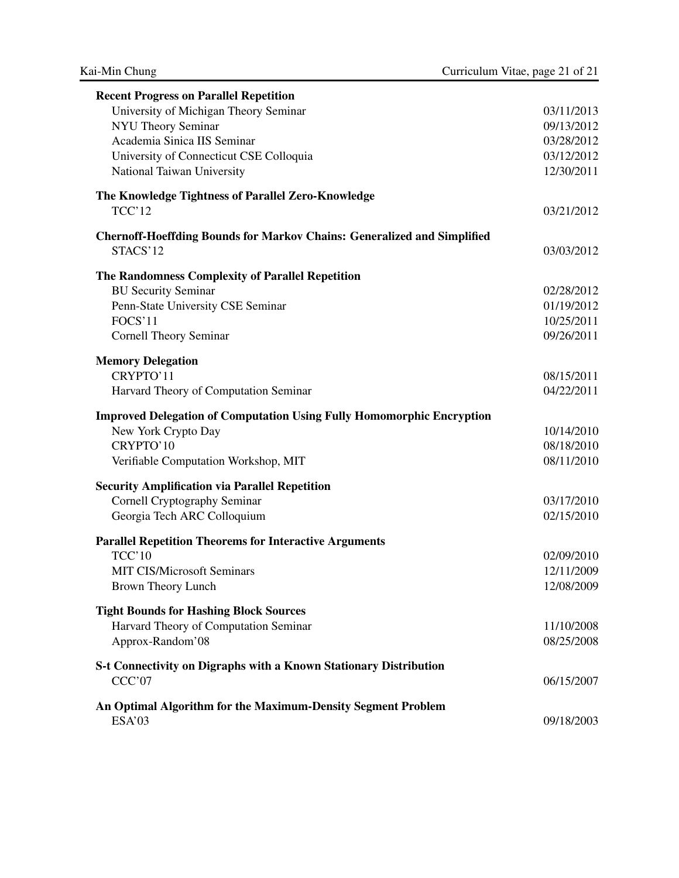**Recent Progress on Parallel Repetition**

| | |
|---|---|
| University of Michigan Theory Seminar | 03/11/2013 |
| NYU Theory Seminar | 09/13/2012 |
| Academia Sinica IIS Seminar | 03/28/2012 |
| University of Connecticut CSE Colloquia | 03/12/2012 |
| National Taiwan University | 12/30/2011 |

**The Knowledge Tightness of Parallel Zero-Knowledge**

| | |
|---|---|
| TCC'12 | 03/21/2012 |

**Chernoff-Hoeffding Bounds for Markov Chains: Generalized and Simplified**

| | |
|---|---|
| STACS'12 | 03/03/2012 |

**The Randomness Complexity of Parallel Repetition**

| | |
|---|---|
| BU Security Seminar | 02/28/2012 |
| Penn-State University CSE Seminar | 01/19/2012 |
| FOCS'11 | 10/25/2011 |
| Cornell Theory Seminar | 09/26/2011 |

**Memory Delegation**

| | |
|---|---|
| CRYPTO'11 | 08/15/2011 |
| Harvard Theory of Computation Seminar | 04/22/2011 |

**Improved Delegation of Computation Using Fully Homomorphic Encryption**

| | |
|---|---|
| New York Crypto Day | 10/14/2010 |
| CRYPTO'10 | 08/18/2010 |
| Verifiable Computation Workshop, MIT | 08/11/2010 |

**Security Amplification via Parallel Repetition**

| | |
|---|---|
| Cornell Cryptography Seminar | 03/17/2010 |
| Georgia Tech ARC Colloquium | 02/15/2010 |

**Parallel Repetition Theorems for Interactive Arguments**

| | |
|---|---|
| TCC'10 | 02/09/2010 |
| MIT CIS/Microsoft Seminars | 12/11/2009 |
| Brown Theory Lunch | 12/08/2009 |

**Tight Bounds for Hashing Block Sources**

| | |
|---|---|
| Harvard Theory of Computation Seminar | 11/10/2008 |
| Approx-Random'08 | 08/25/2008 |

**S-t Connectivity on Digraphs with a Known Stationary Distribution**

| | |
|---|---|
| CCC'07 | 06/15/2007 |

**An Optimal Algorithm for the Maximum-Density Segment Problem**

| | |
|---|---|
| ESA'03 | 09/18/2003 |